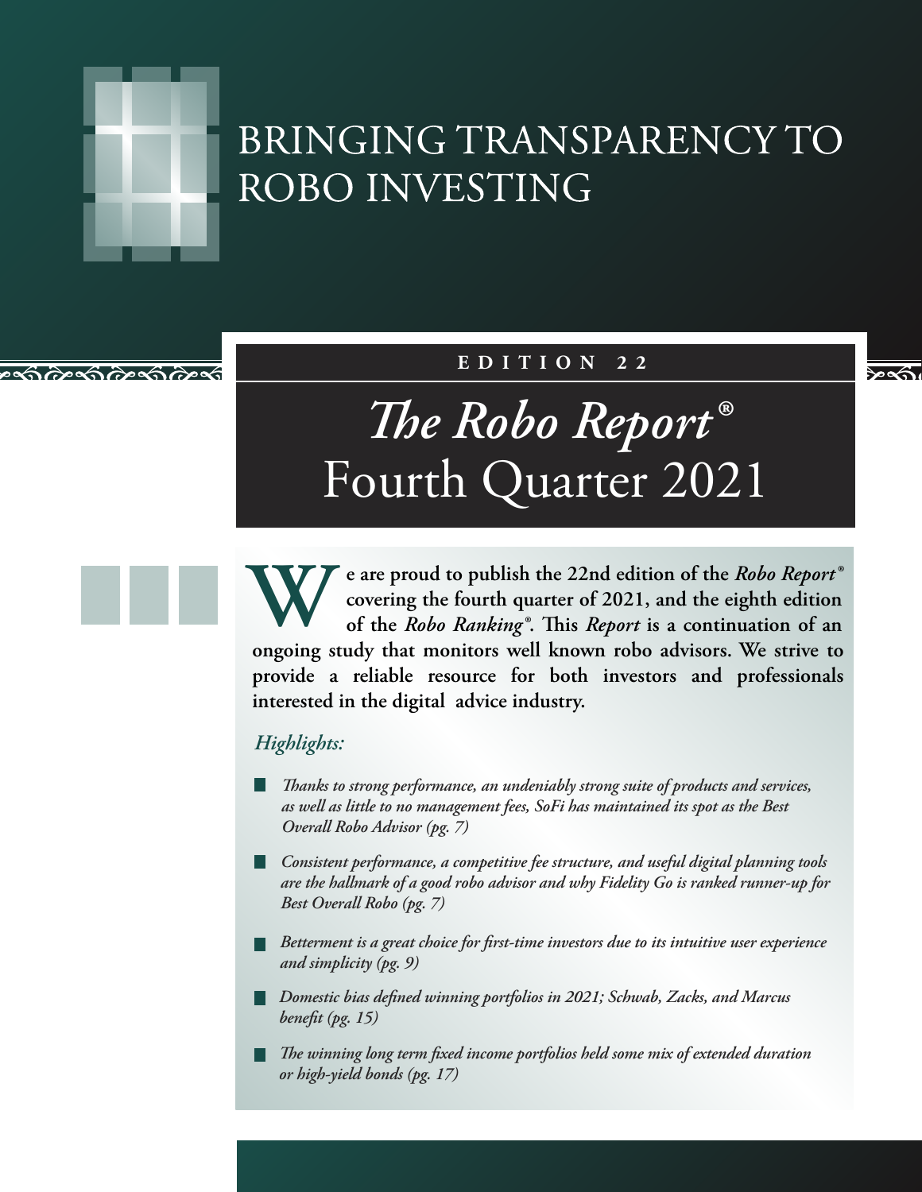# BRINGING TRANSPARENCY TO ROBO INVESTING

**EDITION 22**

# *The Robo Report®* Fourth Quarter 2021

**We are proud to publish the 22nd edition of the *Robo Report®* covering the fourth quarter of 2021, and the eighth edition of the *Robo Ranking®*. This *Report* is a continuation of an ongoing study that monitors well known robo advisors. We strive to provide a reliable resource for both investors and professionals interested in the digital advice industry.**

*Highlights:*

- *Thanks to strong performance, an undeniably strong suite of products and services, as well as little to no management fees, SoFi has maintained its spot as the Best Overall Robo Advisor (pg. 7)*
- *Consistent performance, a competitive fee structure, and useful digital planning tools are the hallmark of a good robo advisor and why Fidelity Go is ranked runner-up for Best Overall Robo (pg. 7)*
- *Betterment is a great choice for first-time investors due to its intuitive user experience and simplicity (pg. 9)*
- *Domestic bias defined winning portfolios in 2021; Schwab, Zacks, and Marcus benefit (pg. 15)*
- *The winning long term fixed income portfolios held some mix of extended duration or high-yield bonds (pg. 17)*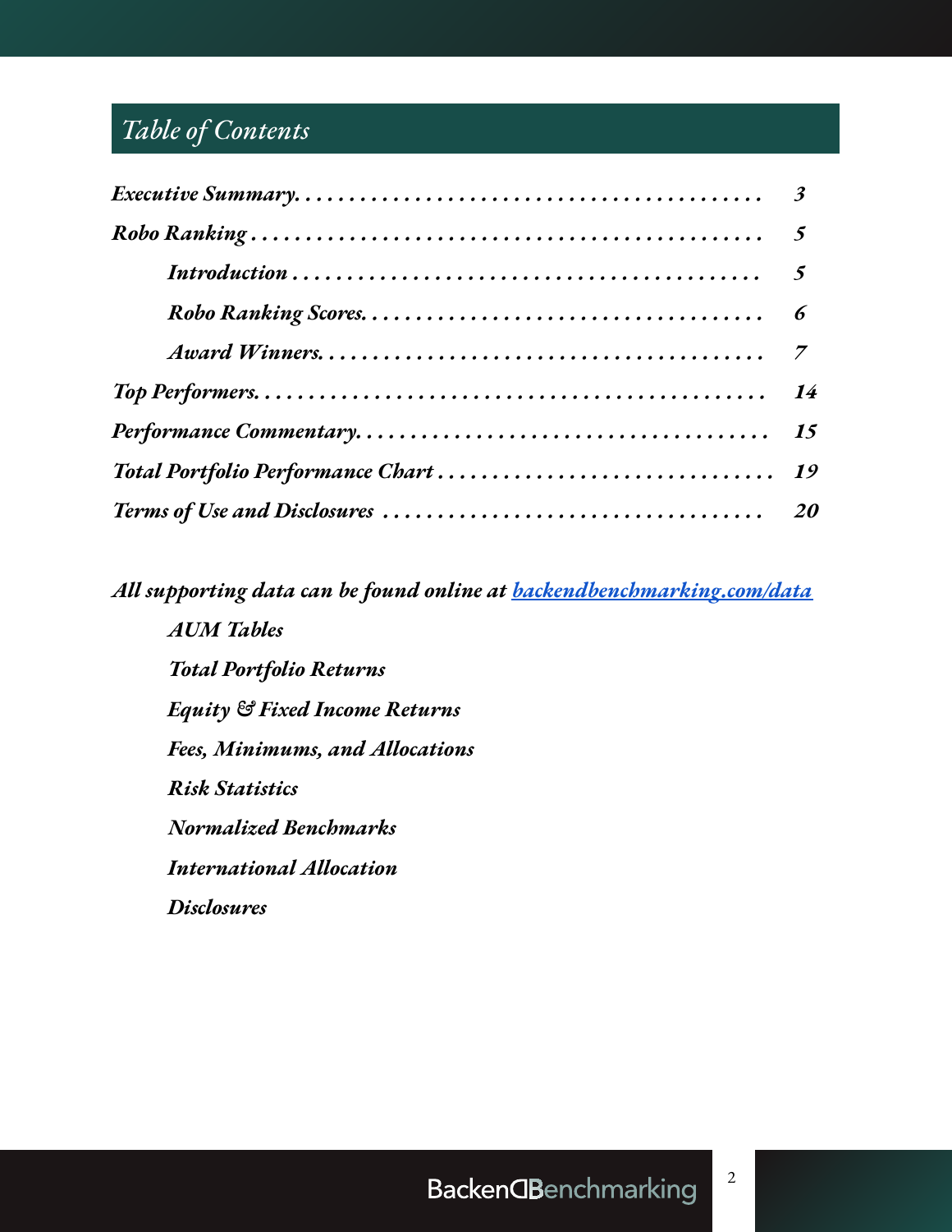# Table of Contents

| Section | Page |
|---|---|
| *Executive Summary* | 3 |
| *Robo Ranking* | 5 |
| &nbsp;&nbsp;&nbsp;&nbsp;*Introduction* | 5 |
| &nbsp;&nbsp;&nbsp;&nbsp;*Robo Ranking Scores* | 6 |
| &nbsp;&nbsp;&nbsp;&nbsp;*Award Winners* | 7 |
| *Top Performers* | 14 |
| *Performance Commentary* | 15 |
| *Total Portfolio Performance Chart* | 19 |
| *Terms of Use and Disclosures* | 20 |

***All supporting data can be found online at [backendbenchmarking.com/data](https://backendbenchmarking.com/data)***

- *AUM Tables*
- *Total Portfolio Returns*
- *Equity & Fixed Income Returns*
- *Fees, Minimums, and Allocations*
- *Risk Statistics*
- *Normalized Benchmarks*
- *International Allocation*
- *Disclosures*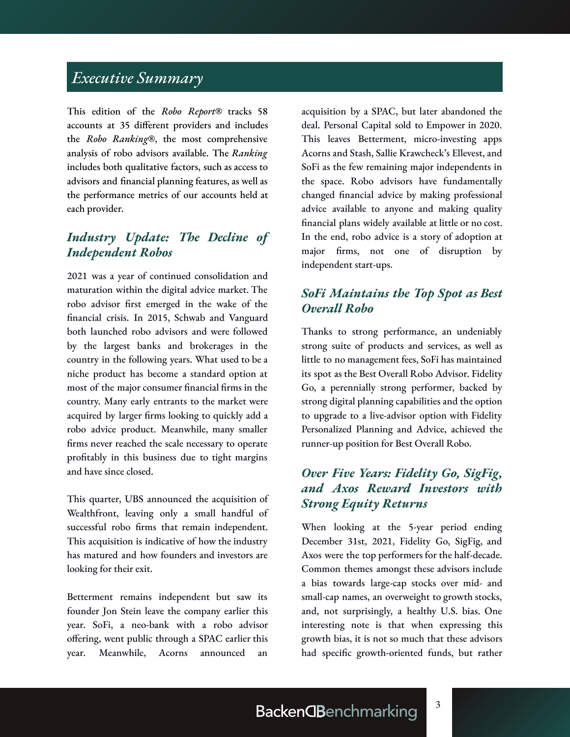# *Executive Summary*

This edition of the *Robo Report*® tracks 58 accounts at 35 different providers and includes the *Robo Ranking*®, the most comprehensive analysis of robo advisors available. The *Ranking* includes both qualitative factors, such as access to advisors and financial planning features, as well as the performance metrics of our accounts held at each provider.

## *Industry Update: The Decline of Independent Robos*

2021 was a year of continued consolidation and maturation within the digital advice market. The robo advisor first emerged in the wake of the financial crisis. In 2015, Schwab and Vanguard both launched robo advisors and were followed by the largest banks and brokerages in the country in the following years. What used to be a niche product has become a standard option at most of the major consumer financial firms in the country. Many early entrants to the market were acquired by larger firms looking to quickly add a robo advice product. Meanwhile, many smaller firms never reached the scale necessary to operate profitably in this business due to tight margins and have since closed.

This quarter, UBS announced the acquisition of Wealthfront, leaving only a small handful of successful robo firms that remain independent. This acquisition is indicative of how the industry has matured and how founders and investors are looking for their exit.

Betterment remains independent but saw its founder Jon Stein leave the company earlier this year. SoFi, a neo-bank with a robo advisor offering, went public through a SPAC earlier this year. Meanwhile, Acorns announced an acquisition by a SPAC, but later abandoned the deal. Personal Capital sold to Empower in 2020. This leaves Betterment, micro-investing apps Acorns and Stash, Sallie Krawcheck's Ellevest, and SoFi as the few remaining major independents in the space. Robo advisors have fundamentally changed financial advice by making professional advice available to anyone and making quality financial plans widely available at little or no cost. In the end, robo advice is a story of adoption at major firms, not one of disruption by independent start-ups.

## *SoFi Maintains the Top Spot as Best Overall Robo*

Thanks to strong performance, an undeniably strong suite of products and services, as well as little to no management fees, SoFi has maintained its spot as the Best Overall Robo Advisor. Fidelity Go, a perennially strong performer, backed by strong digital planning capabilities and the option to upgrade to a live-advisor option with Fidelity Personalized Planning and Advice, achieved the runner-up position for Best Overall Robo.

## *Over Five Years: Fidelity Go, SigFig, and Axos Reward Investors with Strong Equity Returns*

When looking at the 5-year period ending December 31st, 2021, Fidelity Go, SigFig, and Axos were the top performers for the half-decade. Common themes amongst these advisors include a bias towards large-cap stocks over mid- and small-cap names, an overweight to growth stocks, and, not surprisingly, a healthy U.S. bias. One interesting note is that when expressing this growth bias, it is not so much that these advisors had specific growth-oriented funds, but rather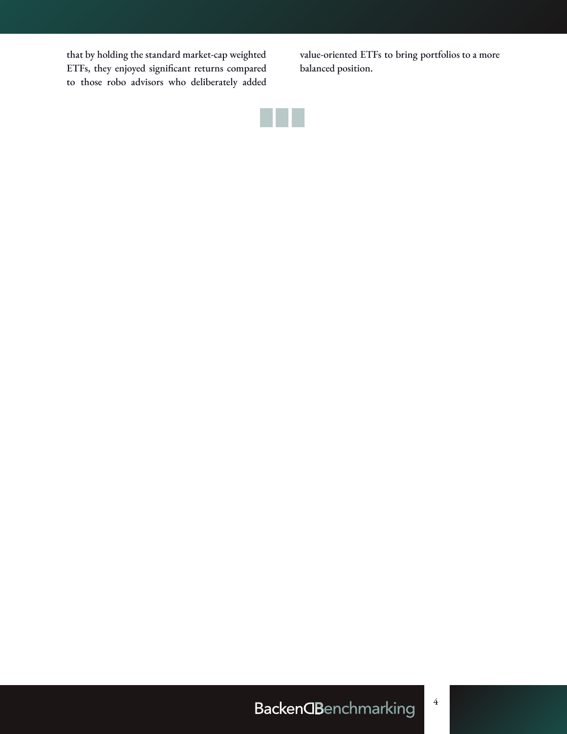that by holding the standard market-cap weighted ETFs, they enjoyed significant returns compared to those robo advisors who deliberately added value-oriented ETFs to bring portfolios to a more balanced position.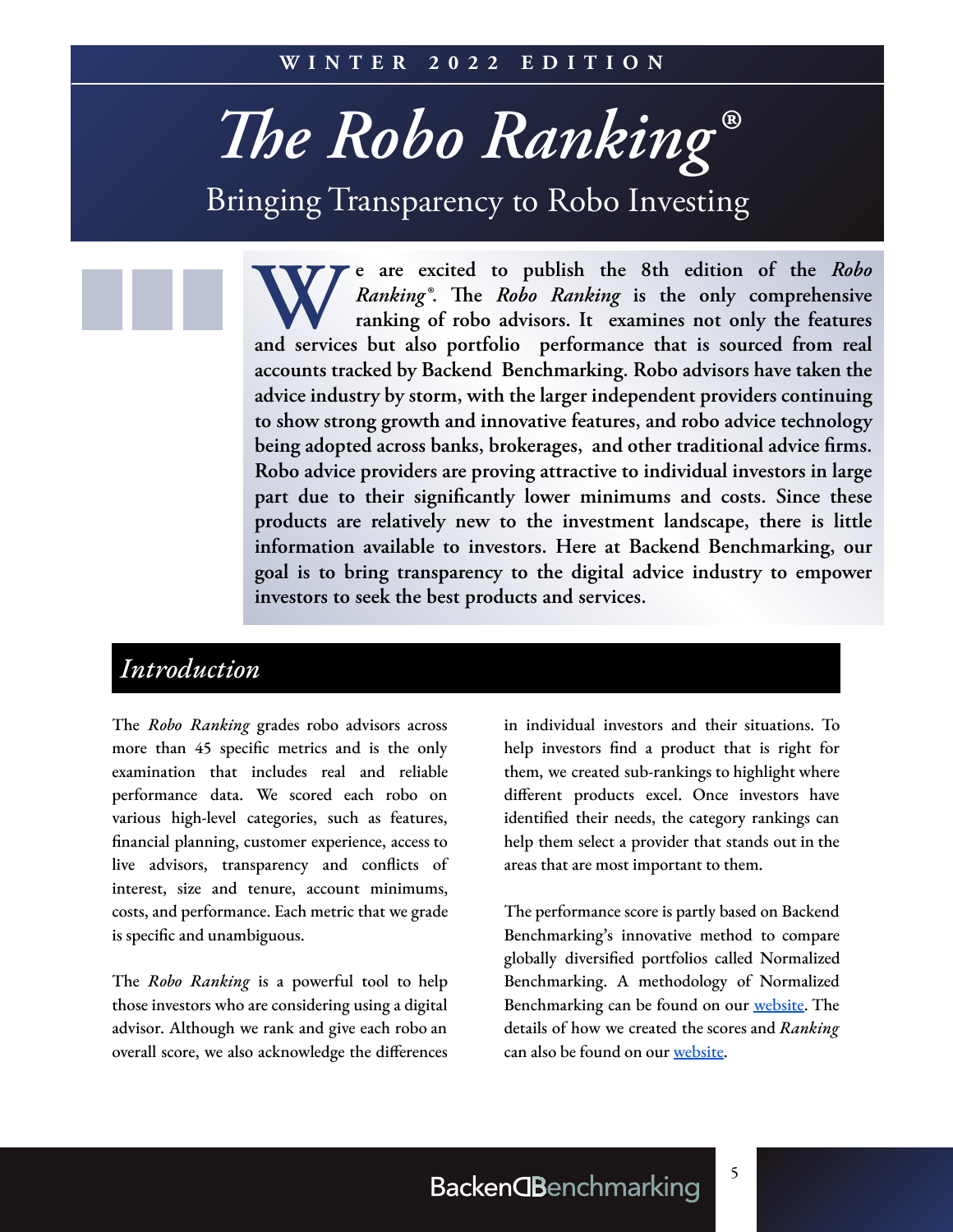**WINTER 2022 EDITION**

# *The Robo Ranking®*

## Bringing Transparency to Robo Investing

**We are excited to publish the 8th edition of the *Robo Ranking®*. The *Robo Ranking* is the only comprehensive ranking of robo advisors. It examines not only the features and services but also portfolio performance that is sourced from real accounts tracked by Backend Benchmarking. Robo advisors have taken the advice industry by storm, with the larger independent providers continuing to show strong growth and innovative features, and robo advice technology being adopted across banks, brokerages, and other traditional advice firms. Robo advice providers are proving attractive to individual investors in large part due to their significantly lower minimums and costs. Since these products are relatively new to the investment landscape, there is little information available to investors. Here at Backend Benchmarking, our goal is to bring transparency to the digital advice industry to empower investors to seek the best products and services.**

## *Introduction*

The *Robo Ranking* grades robo advisors across more than 45 specific metrics and is the only examination that includes real and reliable performance data. We scored each robo on various high-level categories, such as features, financial planning, customer experience, access to live advisors, transparency and conflicts of interest, size and tenure, account minimums, costs, and performance. Each metric that we grade is specific and unambiguous.

The *Robo Ranking* is a powerful tool to help those investors who are considering using a digital advisor. Although we rank and give each robo an overall score, we also acknowledge the differences in individual investors and their situations. To help investors find a product that is right for them, we created sub-rankings to highlight where different products excel. Once investors have identified their needs, the category rankings can help them select a provider that stands out in the areas that are most important to them.

The performance score is partly based on Backend Benchmarking's innovative method to compare globally diversified portfolios called Normalized Benchmarking. A methodology of Normalized Benchmarking can be found on our website. The details of how we created the scores and *Ranking* can also be found on our website.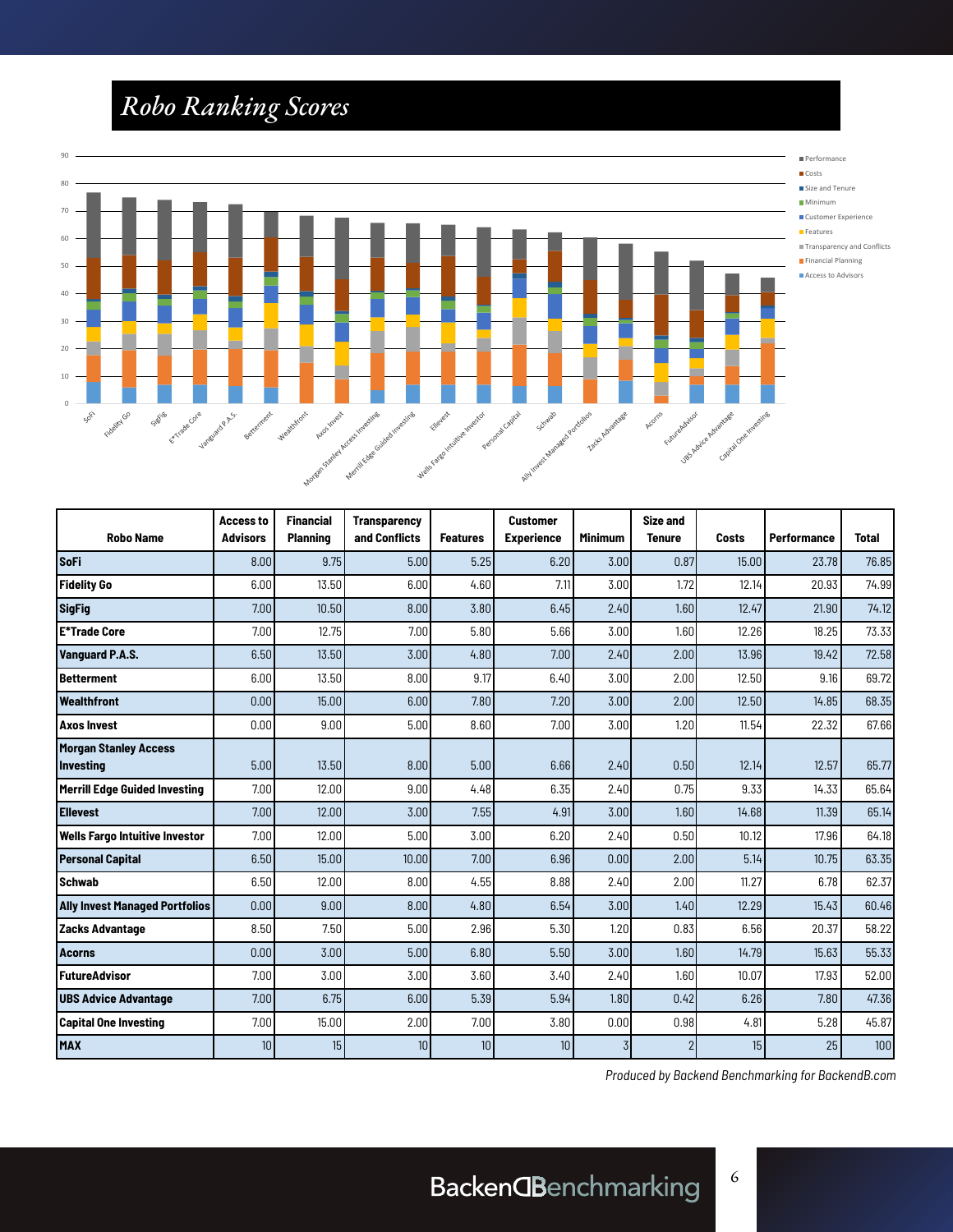# Robo Ranking Scores

| Robo Name | Access to Advisors | Financial Planning | Transparency and Conflicts | Features | Customer Experience | Minimum | Size and Tenure | Costs | Performance | Total |
|---|---|---|---|---|---|---|---|---|---|---|
| **SoFi** | 8.00 | 9.75 | 5.00 | 5.25 | 6.20 | 3.00 | 0.87 | 15.00 | 23.78 | 76.85 |
| **Fidelity Go** | 6.00 | 13.50 | 6.00 | 4.60 | 7.11 | 3.00 | 1.72 | 12.14 | 20.93 | 74.99 |
| **SigFig** | 7.00 | 10.50 | 8.00 | 3.80 | 6.45 | 2.40 | 1.60 | 12.47 | 21.90 | 74.12 |
| **E*Trade Core** | 7.00 | 12.75 | 7.00 | 5.80 | 5.66 | 3.00 | 1.60 | 12.26 | 18.25 | 73.33 |
| **Vanguard P.A.S.** | 6.50 | 13.50 | 3.00 | 4.80 | 7.00 | 2.40 | 2.00 | 13.96 | 19.42 | 72.58 |
| **Betterment** | 6.00 | 13.50 | 8.00 | 9.17 | 6.40 | 3.00 | 2.00 | 12.50 | 9.16 | 69.72 |
| **Wealthfront** | 0.00 | 15.00 | 6.00 | 7.80 | 7.20 | 3.00 | 2.00 | 12.50 | 14.85 | 68.35 |
| **Axos Invest** | 0.00 | 9.00 | 5.00 | 8.60 | 7.00 | 3.00 | 1.20 | 11.54 | 22.32 | 67.66 |
| **Morgan Stanley Access Investing** | 5.00 | 13.50 | 8.00 | 5.00 | 6.66 | 2.40 | 0.50 | 12.14 | 12.57 | 65.77 |
| **Merrill Edge Guided Investing** | 7.00 | 12.00 | 9.00 | 4.48 | 6.35 | 2.40 | 0.75 | 9.33 | 14.33 | 65.64 |
| **Ellevest** | 7.00 | 12.00 | 3.00 | 7.55 | 4.91 | 3.00 | 1.60 | 14.68 | 11.39 | 65.14 |
| **Wells Fargo Intuitive Investor** | 7.00 | 12.00 | 5.00 | 3.00 | 6.20 | 2.40 | 0.50 | 10.12 | 17.96 | 64.18 |
| **Personal Capital** | 6.50 | 15.00 | 10.00 | 7.00 | 6.96 | 0.00 | 2.00 | 5.14 | 10.75 | 63.35 |
| **Schwab** | 6.50 | 12.00 | 8.00 | 4.55 | 8.88 | 2.40 | 2.00 | 11.27 | 6.78 | 62.37 |
| **Ally Invest Managed Portfolios** | 0.00 | 9.00 | 8.00 | 4.80 | 6.54 | 3.00 | 1.40 | 12.29 | 15.43 | 60.46 |
| **Zacks Advantage** | 8.50 | 7.50 | 5.00 | 2.96 | 5.30 | 1.20 | 0.83 | 6.56 | 20.37 | 58.22 |
| **Acorns** | 0.00 | 3.00 | 5.00 | 6.80 | 5.50 | 3.00 | 1.60 | 14.79 | 15.63 | 55.33 |
| **FutureAdvisor** | 7.00 | 3.00 | 3.00 | 3.60 | 3.40 | 2.40 | 1.60 | 10.07 | 17.93 | 52.00 |
| **UBS Advice Advantage** | 7.00 | 6.75 | 6.00 | 5.39 | 5.94 | 1.80 | 0.42 | 6.26 | 7.80 | 47.36 |
| **Capital One Investing** | 7.00 | 15.00 | 2.00 | 7.00 | 3.80 | 0.00 | 0.98 | 4.81 | 5.28 | 45.87 |
| **MAX** | 10 | 15 | 10 | 10 | 10 | 3 | 2 | 15 | 25 | 100 |

*Produced by Backend Benchmarking for BackendB.com*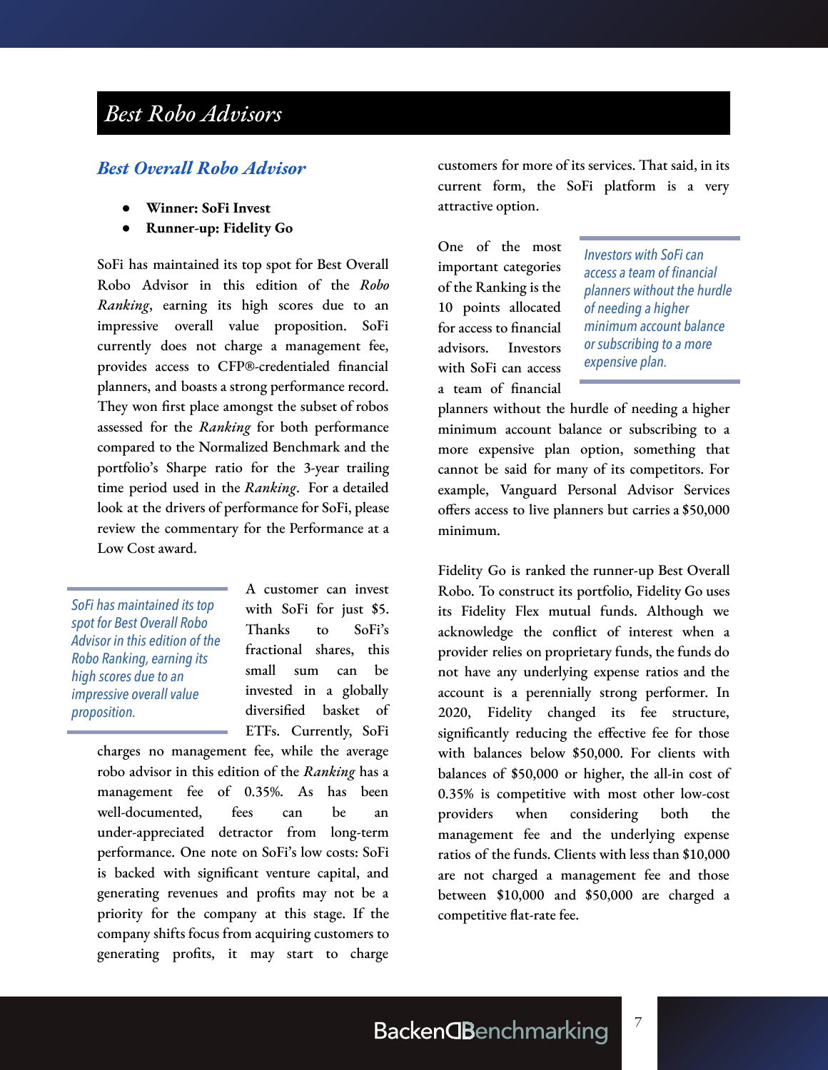# *Best Robo Advisors*

## *Best Overall Robo Advisor*

- **Winner: SoFi Invest**
- **Runner-up: Fidelity Go**

SoFi has maintained its top spot for Best Overall Robo Advisor in this edition of the *Robo Ranking*, earning its high scores due to an impressive overall value proposition. SoFi currently does not charge a management fee, provides access to CFP®-credentialed financial planners, and boasts a strong performance record. They won first place amongst the subset of robos assessed for the *Ranking* for both performance compared to the Normalized Benchmark and the portfolio's Sharpe ratio for the 3-year trailing time period used in the *Ranking*. For a detailed look at the drivers of performance for SoFi, please review the commentary for the Performance at a Low Cost award.

> *SoFi has maintained its top spot for Best Overall Robo Advisor in this edition of the Robo Ranking, earning its high scores due to an impressive overall value proposition.*

A customer can invest with SoFi for just $5. Thanks to SoFi's fractional shares, this small sum can be invested in a globally diversified basket of ETFs. Currently, SoFi charges no management fee, while the average robo advisor in this edition of the *Ranking* has a management fee of 0.35%. As has been well-documented, fees can be an under-appreciated detractor from long-term performance. One note on SoFi's low costs: SoFi is backed with significant venture capital, and generating revenues and profits may not be a priority for the company at this stage. If the company shifts focus from acquiring customers to generating profits, it may start to charge customers for more of its services. That said, in its current form, the SoFi platform is a very attractive option.

> *Investors with SoFi can access a team of financial planners without the hurdle of needing a higher minimum account balance or subscribing to a more expensive plan.*

One of the most important categories of the Ranking is the 10 points allocated for access to financial advisors. Investors with SoFi can access a team of financial planners without the hurdle of needing a higher minimum account balance or subscribing to a more expensive plan option, something that cannot be said for many of its competitors. For example, Vanguard Personal Advisor Services offers access to live planners but carries a $50,000 minimum.

Fidelity Go is ranked the runner-up Best Overall Robo. To construct its portfolio, Fidelity Go uses its Fidelity Flex mutual funds. Although we acknowledge the conflict of interest when a provider relies on proprietary funds, the funds do not have any underlying expense ratios and the account is a perennially strong performer. In 2020, Fidelity changed its fee structure, significantly reducing the effective fee for those with balances below $50,000. For clients with balances of $50,000 or higher, the all-in cost of 0.35% is competitive with most other low-cost providers when considering both the management fee and the underlying expense ratios of the funds. Clients with less than $10,000 are not charged a management fee and those between $10,000 and $50,000 are charged a competitive flat-rate fee.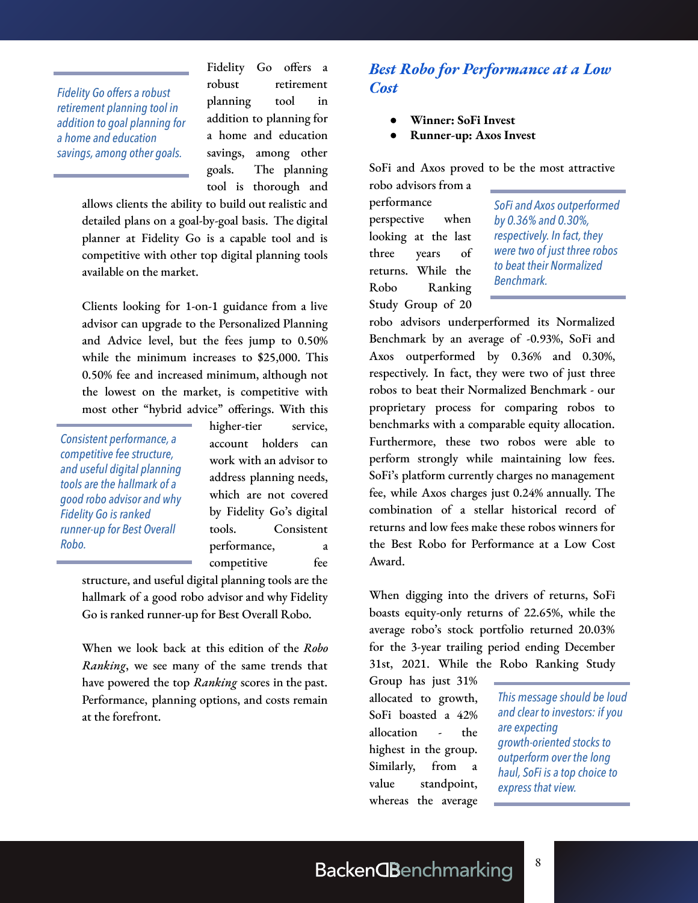Fidelity Go offers a robust retirement planning tool in addition to planning for a home and education savings, among other goals. The planning tool is thorough and allows clients the ability to build out realistic and detailed plans on a goal-by-goal basis. The digital planner at Fidelity Go is a capable tool and is competitive with other top digital planning tools available on the market.

> *Fidelity Go offers a robust retirement planning tool in addition to goal planning for a home and education savings, among other goals.*

Clients looking for 1-on-1 guidance from a live advisor can upgrade to the Personalized Planning and Advice level, but the fees jump to 0.50% while the minimum increases to $25,000. This 0.50% fee and increased minimum, although not the lowest on the market, is competitive with most other "hybrid advice" offerings. With this higher-tier service, account holders can work with an advisor to address planning needs, which are not covered by Fidelity Go's digital tools. Consistent performance, a competitive fee structure, and useful digital planning tools are the hallmark of a good robo advisor and why Fidelity Go is ranked runner-up for Best Overall Robo.

> *Consistent performance, a competitive fee structure, and useful digital planning tools are the hallmark of a good robo advisor and why Fidelity Go is ranked runner-up for Best Overall Robo.*

When we look back at this edition of the *Robo Ranking*, we see many of the same trends that have powered the top *Ranking* scores in the past. Performance, planning options, and costs remain at the forefront.

## *Best Robo for Performance at a Low Cost*

- **Winner: SoFi Invest**
- **Runner-up: Axos Invest**

SoFi and Axos proved to be the most attractive robo advisors from a performance perspective when looking at the last three years of returns. While the Robo Ranking Study Group of 20 robo advisors underperformed its Normalized Benchmark by an average of -0.93%, SoFi and Axos outperformed by 0.36% and 0.30%, respectively. In fact, they were two of just three robos to beat their Normalized Benchmark - our proprietary process for comparing robos to benchmarks with a comparable equity allocation. Furthermore, these two robos were able to perform strongly while maintaining low fees. SoFi's platform currently charges no management fee, while Axos charges just 0.24% annually. The combination of a stellar historical record of returns and low fees make these robos winners for the Best Robo for Performance at a Low Cost Award.

> *SoFi and Axos outperformed by 0.36% and 0.30%, respectively. In fact, they were two of just three robos to beat their Normalized Benchmark.*

When digging into the drivers of returns, SoFi boasts equity-only returns of 22.65%, while the average robo's stock portfolio returned 20.03% for the 3-year trailing period ending December 31st, 2021. While the Robo Ranking Study Group has just 31% allocated to growth, SoFi boasted a 42% allocation - the highest in the group. Similarly, from a value standpoint, whereas the average

> *This message should be loud and clear to investors: if you are expecting growth-oriented stocks to outperform over the long haul, SoFi is a top choice to express that view.*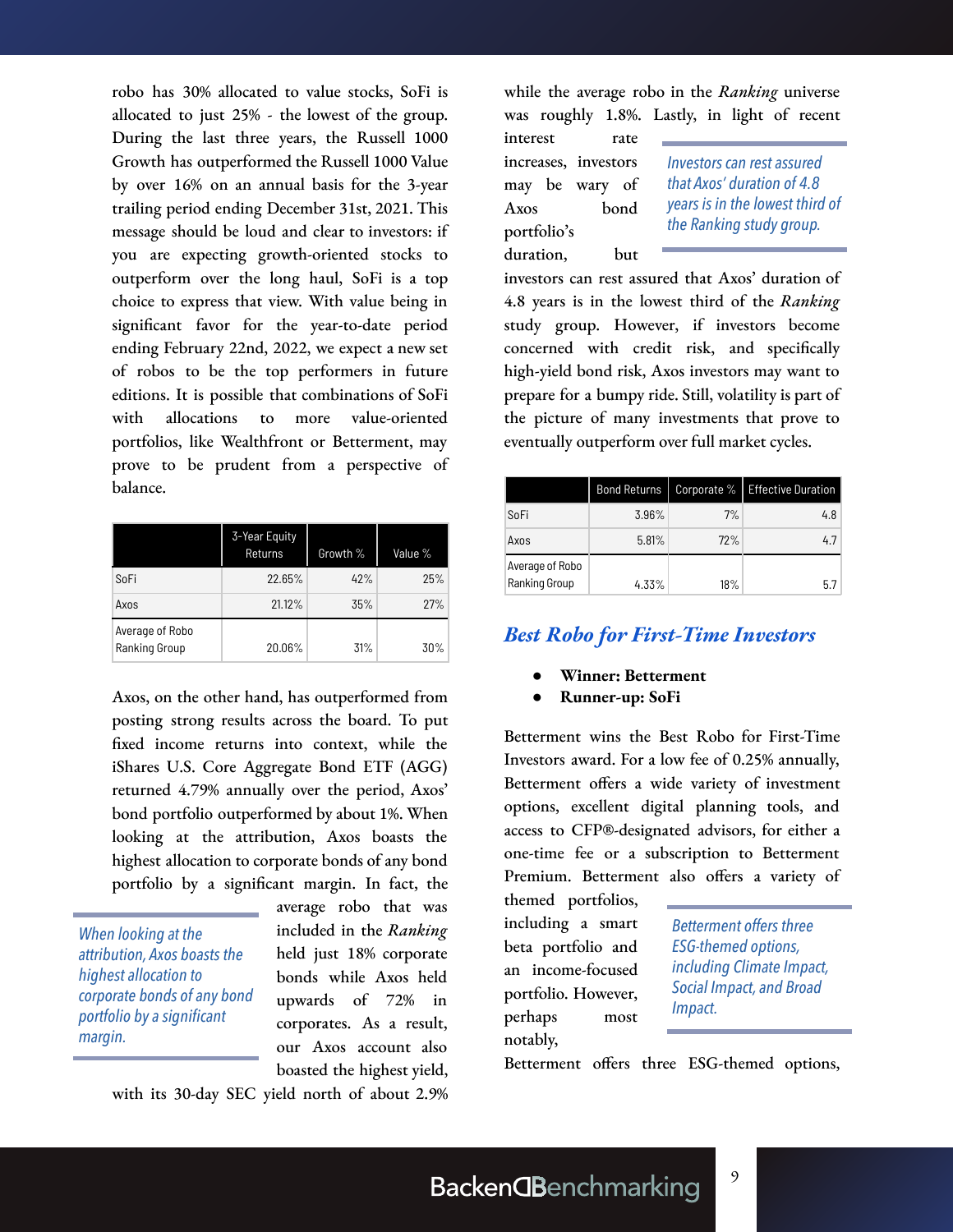robo has 30% allocated to value stocks, SoFi is allocated to just 25% - the lowest of the group. During the last three years, the Russell 1000 Growth has outperformed the Russell 1000 Value by over 16% on an annual basis for the 3-year trailing period ending December 31st, 2021. This message should be loud and clear to investors: if you are expecting growth-oriented stocks to outperform over the long haul, SoFi is a top choice to express that view. With value being in significant favor for the year-to-date period ending February 22nd, 2022, we expect a new set of robos to be the top performers in future editions. It is possible that combinations of SoFi with allocations to more value-oriented portfolios, like Wealthfront or Betterment, may prove to be prudent from a perspective of balance.

| | 3-Year Equity Returns | Growth % | Value % |
|---|---|---|---|
| SoFi | 22.65% | 42% | 25% |
| Axos | 21.12% | 35% | 27% |
| Average of Robo Ranking Group | 20.06% | 31% | 30% |

Axos, on the other hand, has outperformed from posting strong results across the board. To put fixed income returns into context, while the iShares U.S. Core Aggregate Bond ETF (AGG) returned 4.79% annually over the period, Axos' bond portfolio outperformed by about 1%. When looking at the attribution, Axos boasts the highest allocation to corporate bonds of any bond portfolio by a significant margin. In fact, the average robo that was included in the *Ranking* held just 18% corporate bonds while Axos held upwards of 72% in corporates. As a result, our Axos account also boasted the highest yield, with its 30-day SEC yield north of about 2.9% while the average robo in the *Ranking* universe was roughly 1.8%. Lastly, in light of recent interest rate increases, investors may be wary of Axos bond portfolio's duration, but investors can rest assured that Axos' duration of 4.8 years is in the lowest third of the *Ranking* study group. However, if investors become concerned with credit risk, and specifically high-yield bond risk, Axos investors may want to prepare for a bumpy ride. Still, volatility is part of the picture of many investments that prove to eventually outperform over full market cycles.

*When looking at the attribution, Axos boasts the highest allocation to corporate bonds of any bond portfolio by a significant margin.*

*Investors can rest assured that Axos' duration of 4.8 years is in the lowest third of the Ranking study group.*

| | Bond Returns | Corporate % | Effective Duration |
|---|---|---|---|
| SoFi | 3.96% | 7% | 4.8 |
| Axos | 5.81% | 72% | 4.7 |
| Average of Robo Ranking Group | 4.33% | 18% | 5.7 |

## *Best Robo for First-Time Investors*

- **Winner: Betterment**
- **Runner-up: SoFi**

Betterment wins the Best Robo for First-Time Investors award. For a low fee of 0.25% annually, Betterment offers a wide variety of investment options, excellent digital planning tools, and access to CFP®-designated advisors, for either a one-time fee or a subscription to Betterment Premium. Betterment also offers a variety of themed portfolios, including a smart beta portfolio and an income-focused portfolio. However, perhaps most notably, Betterment offers three ESG-themed options,

*Betterment offers three ESG-themed options, including Climate Impact, Social Impact, and Broad Impact.*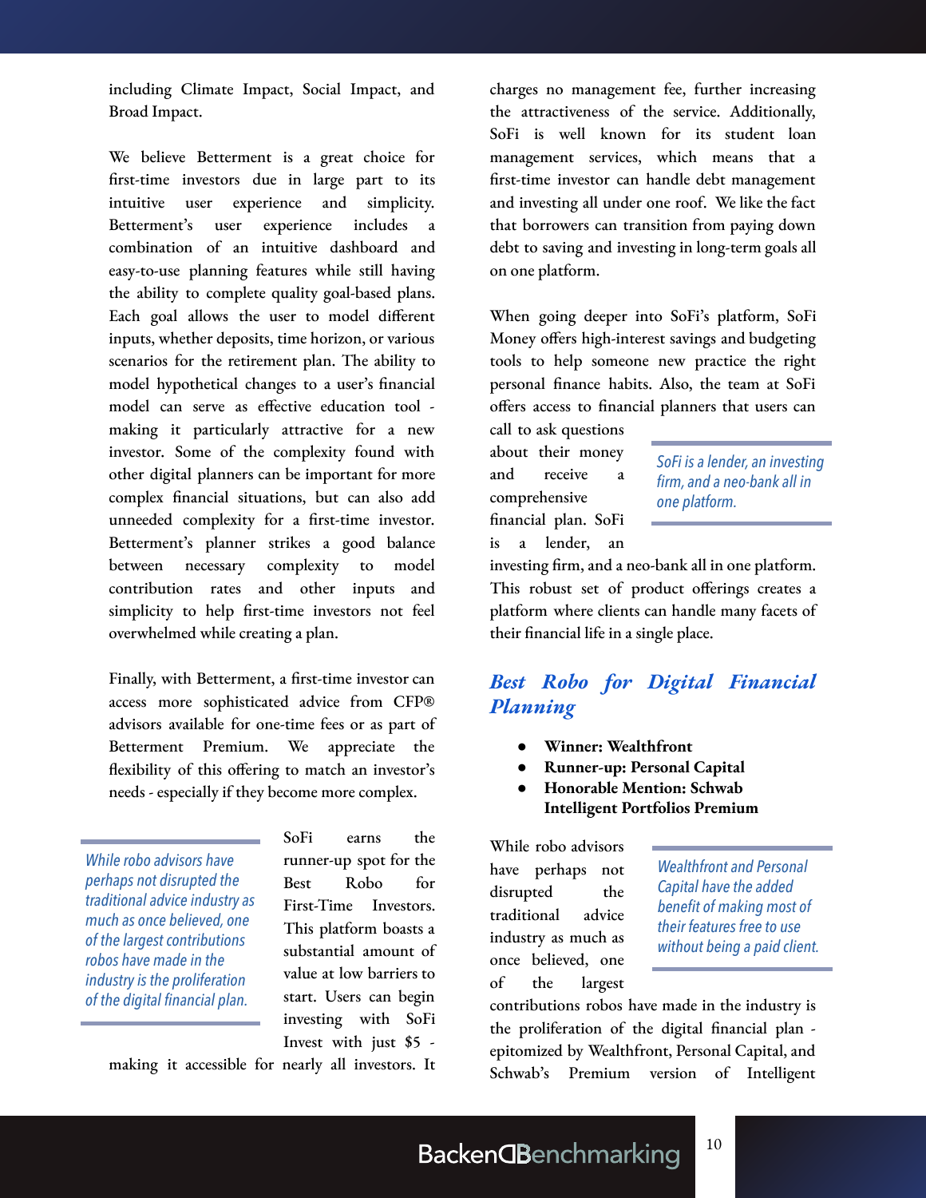including Climate Impact, Social Impact, and Broad Impact.

We believe Betterment is a great choice for first-time investors due in large part to its intuitive user experience and simplicity. Betterment's user experience includes a combination of an intuitive dashboard and easy-to-use planning features while still having the ability to complete quality goal-based plans. Each goal allows the user to model different inputs, whether deposits, time horizon, or various scenarios for the retirement plan. The ability to model hypothetical changes to a user's financial model can serve as effective education tool - making it particularly attractive for a new investor. Some of the complexity found with other digital planners can be important for more complex financial situations, but can also add unneeded complexity for a first-time investor. Betterment's planner strikes a good balance between necessary complexity to model contribution rates and other inputs and simplicity to help first-time investors not feel overwhelmed while creating a plan.

Finally, with Betterment, a first-time investor can access more sophisticated advice from CFP® advisors available for one-time fees or as part of Betterment Premium. We appreciate the flexibility of this offering to match an investor's needs - especially if they become more complex.

> *While robo advisors have perhaps not disrupted the traditional advice industry as much as once believed, one of the largest contributions robos have made in the industry is the proliferation of the digital financial plan.*

SoFi earns the runner-up spot for the Best Robo for First-Time Investors. This platform boasts a substantial amount of value at low barriers to start. Users can begin investing with SoFi Invest with just $5 - making it accessible for nearly all investors. It charges no management fee, further increasing the attractiveness of the service. Additionally, SoFi is well known for its student loan management services, which means that a first-time investor can handle debt management and investing all under one roof. We like the fact that borrowers can transition from paying down debt to saving and investing in long-term goals all on one platform.

When going deeper into SoFi's platform, SoFi Money offers high-interest savings and budgeting tools to help someone new practice the right personal finance habits. Also, the team at SoFi offers access to financial planners that users can call to ask questions about their money and receive a comprehensive financial plan. SoFi is a lender, an investing firm, and a neo-bank all in one platform. This robust set of product offerings creates a platform where clients can handle many facets of their financial life in a single place.

> *SoFi is a lender, an investing firm, and a neo-bank all in one platform.*

## Best Robo for Digital Financial Planning

- **Winner: Wealthfront**
- **Runner-up: Personal Capital**
- **Honorable Mention: Schwab Intelligent Portfolios Premium**

While robo advisors have perhaps not disrupted the traditional advice industry as much as once believed, one of the largest contributions robos have made in the industry is the proliferation of the digital financial plan - epitomized by Wealthfront, Personal Capital, and Schwab's Premium version of Intelligent

> *Wealthfront and Personal Capital have the added benefit of making most of their features free to use without being a paid client.*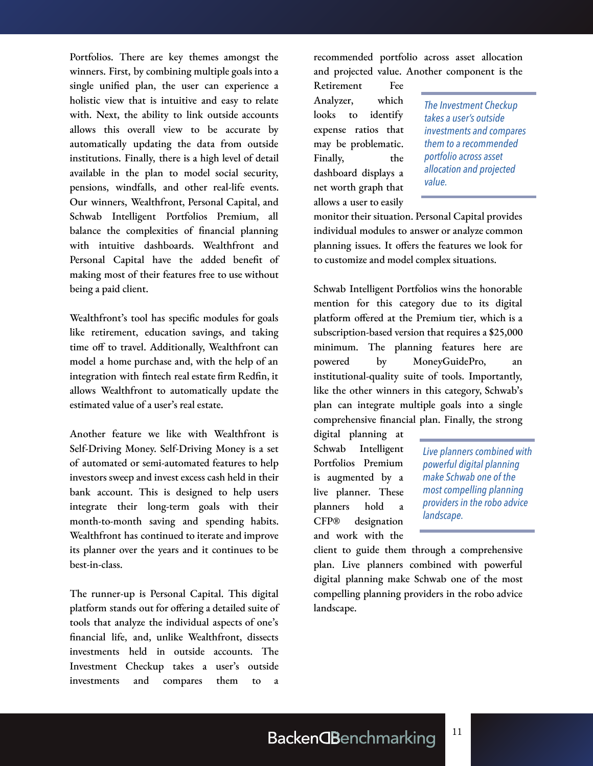Portfolios. There are key themes amongst the winners. First, by combining multiple goals into a single unified plan, the user can experience a holistic view that is intuitive and easy to relate with. Next, the ability to link outside accounts allows this overall view to be accurate by automatically updating the data from outside institutions. Finally, there is a high level of detail available in the plan to model social security, pensions, windfalls, and other real-life events. Our winners, Wealthfront, Personal Capital, and Schwab Intelligent Portfolios Premium, all balance the complexities of financial planning with intuitive dashboards. Wealthfront and Personal Capital have the added benefit of making most of their features free to use without being a paid client.

Wealthfront's tool has specific modules for goals like retirement, education savings, and taking time off to travel. Additionally, Wealthfront can model a home purchase and, with the help of an integration with fintech real estate firm Redfin, it allows Wealthfront to automatically update the estimated value of a user's real estate.

Another feature we like with Wealthfront is Self-Driving Money. Self-Driving Money is a set of automated or semi-automated features to help investors sweep and invest excess cash held in their bank account. This is designed to help users integrate their long-term goals with their month-to-month saving and spending habits. Wealthfront has continued to iterate and improve its planner over the years and it continues to be best-in-class.

The runner-up is Personal Capital. This digital platform stands out for offering a detailed suite of tools that analyze the individual aspects of one's financial life, and, unlike Wealthfront, dissects investments held in outside accounts. The Investment Checkup takes a user's outside investments and compares them to a recommended portfolio across asset allocation and projected value. Another component is the Retirement Fee Analyzer, which looks to identify expense ratios that may be problematic. Finally, the dashboard displays a net worth graph that allows a user to easily monitor their situation. Personal Capital provides individual modules to answer or analyze common planning issues. It offers the features we look for to customize and model complex situations.

> *The Investment Checkup takes a user's outside investments and compares them to a recommended portfolio across asset allocation and projected value.*

Schwab Intelligent Portfolios wins the honorable mention for this category due to its digital platform offered at the Premium tier, which is a subscription-based version that requires a $25,000 minimum. The planning features here are powered by MoneyGuidePro, an institutional-quality suite of tools. Importantly, like the other winners in this category, Schwab's plan can integrate multiple goals into a single comprehensive financial plan. Finally, the strong digital planning at Schwab Intelligent Portfolios Premium is augmented by a live planner. These planners hold a CFP® designation and work with the client to guide them through a comprehensive plan. Live planners combined with powerful digital planning make Schwab one of the most compelling planning providers in the robo advice landscape.

> *Live planners combined with powerful digital planning make Schwab one of the most compelling planning providers in the robo advice landscape.*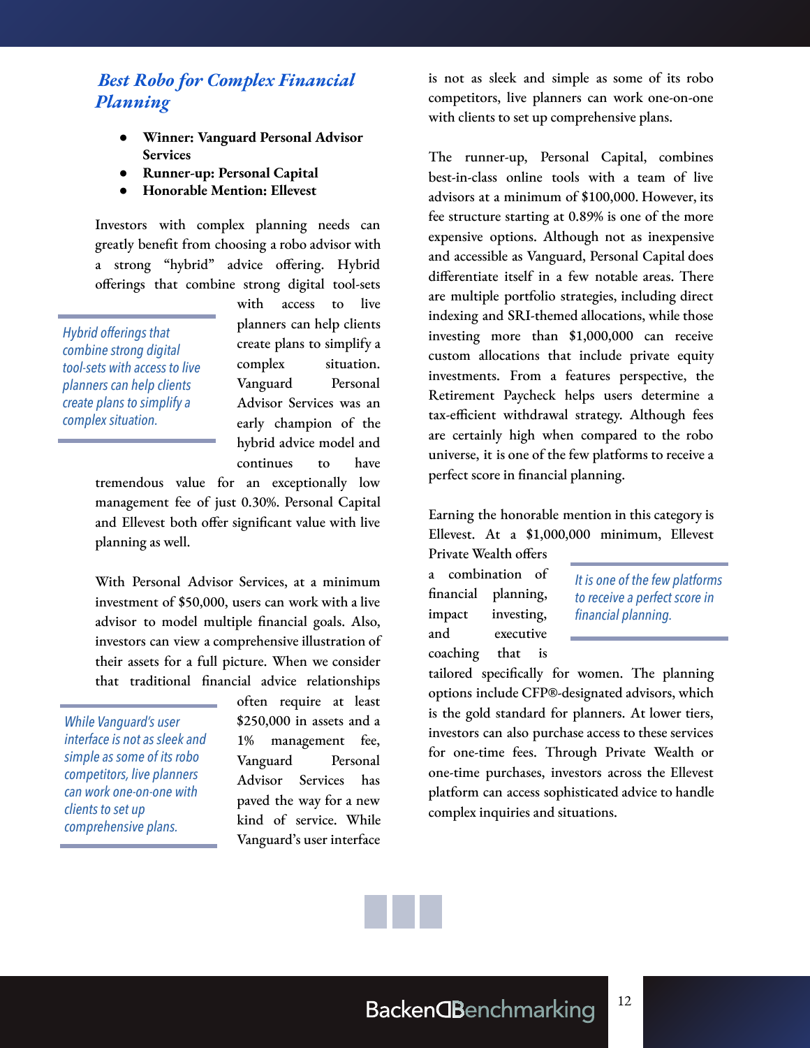### *Best Robo for Complex Financial Planning*

- **Winner: Vanguard Personal Advisor Services**
- **Runner-up: Personal Capital**
- **Honorable Mention: Ellevest**

Investors with complex planning needs can greatly benefit from choosing a robo advisor with a strong "hybrid" advice offering. Hybrid offerings that combine strong digital tool-sets with access to live planners can help clients create plans to simplify a complex situation. Vanguard Personal Advisor Services was an early champion of the hybrid advice model and continues to have tremendous value for an exceptionally low management fee of just 0.30%. Personal Capital and Ellevest both offer significant value with live planning as well.

*Hybrid offerings that combine strong digital tool-sets with access to live planners can help clients create plans to simplify a complex situation.*

With Personal Advisor Services, at a minimum investment of $50,000, users can work with a live advisor to model multiple financial goals. Also, investors can view a comprehensive illustration of their assets for a full picture. When we consider that traditional financial advice relationships often require at least $250,000 in assets and a 1% management fee, Vanguard Personal Advisor Services has paved the way for a new kind of service. While Vanguard's user interface is not as sleek and simple as some of its robo competitors, live planners can work one-on-one with clients to set up comprehensive plans.

*While Vanguard's user interface is not as sleek and simple as some of its robo competitors, live planners can work one-on-one with clients to set up comprehensive plans.*

The runner-up, Personal Capital, combines best-in-class online tools with a team of live advisors at a minimum of $100,000. However, its fee structure starting at 0.89% is one of the more expensive options. Although not as inexpensive and accessible as Vanguard, Personal Capital does differentiate itself in a few notable areas. There are multiple portfolio strategies, including direct indexing and SRI-themed allocations, while those investing more than $1,000,000 can receive custom allocations that include private equity investments. From a features perspective, the Retirement Paycheck helps users determine a tax-efficient withdrawal strategy. Although fees are certainly high when compared to the robo universe, it is one of the few platforms to receive a perfect score in financial planning.

Earning the honorable mention in this category is Ellevest. At a $1,000,000 minimum, Ellevest Private Wealth offers a combination of financial planning, impact investing, and executive coaching that is tailored specifically for women. The planning options include CFP®-designated advisors, which is the gold standard for planners. At lower tiers, investors can also purchase access to these services for one-time fees. Through Private Wealth or one-time purchases, investors across the Ellevest platform can access sophisticated advice to handle complex inquiries and situations.

*It is one of the few platforms to receive a perfect score in financial planning.*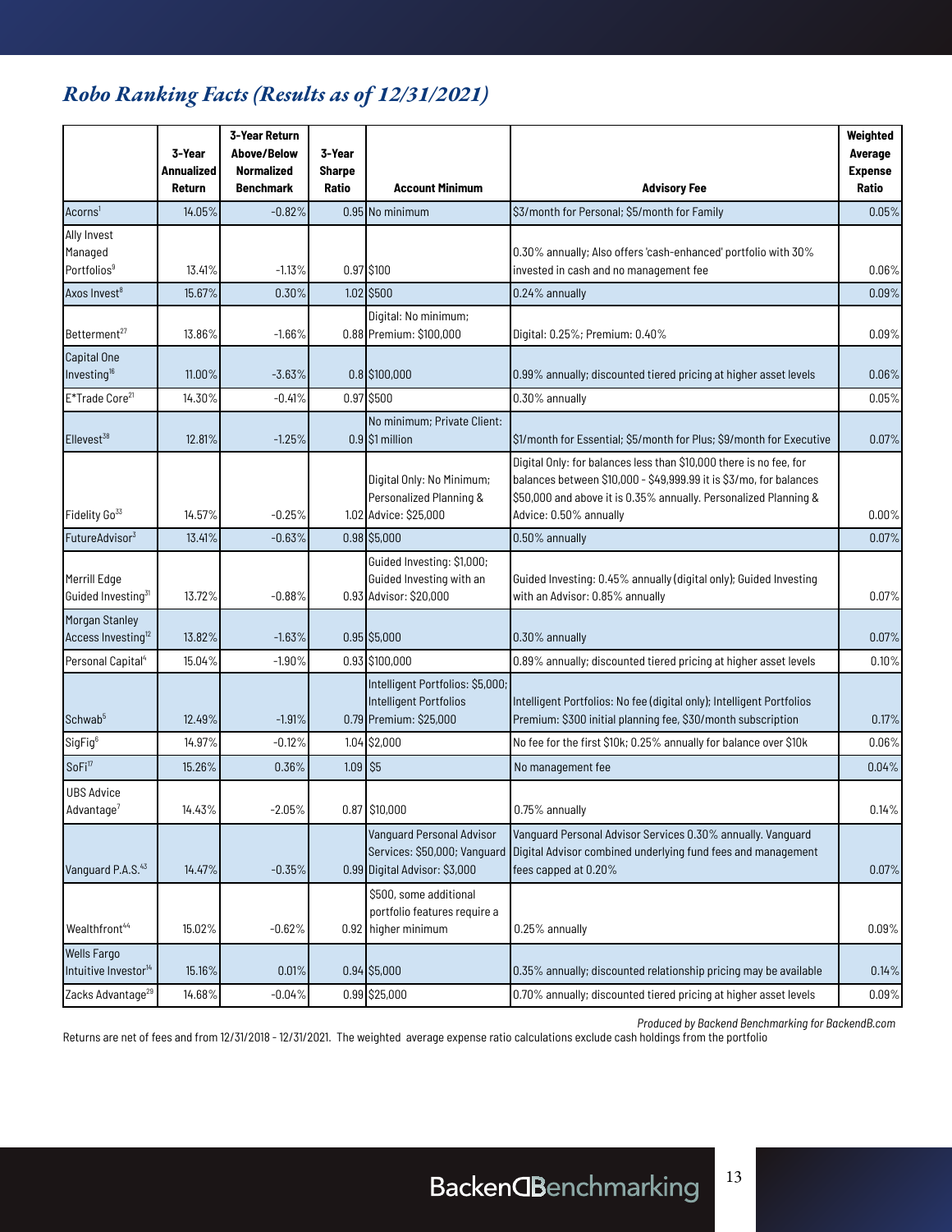## *Robo Ranking Facts (Results as of 12/31/2021)*

| | 3-Year Annualized Return | 3-Year Return Above/Below Normalized Benchmark | 3-Year Sharpe Ratio | Account Minimum | Advisory Fee | Weighted Average Expense Ratio |
|---|---|---|---|---|---|---|
| Acorns[1] | 14.05% | -0.82% | 0.95 | No minimum | $3/month for Personal; $5/month for Family | 0.05% |
| Ally Invest Managed Portfolios[9] | 13.41% | -1.13% | 0.97 | $100 | 0.30% annually; Also offers 'cash-enhanced' portfolio with 30% invested in cash and no management fee | 0.06% |
| Axos Invest[8] | 15.67% | 0.30% | 1.02 | $500 | 0.24% annually | 0.09% |
| Betterment[27] | 13.86% | -1.66% | 0.88 | Digital: No minimum; Premium: $100,000 | Digital: 0.25%; Premium: 0.40% | 0.09% |
| Capital One Investing[16] | 11.00% | -3.63% | 0.8 | $100,000 | 0.99% annually; discounted tiered pricing at higher asset levels | 0.06% |
| E*Trade Core[21] | 14.30% | -0.41% | 0.97 | $500 | 0.30% annually | 0.05% |
| Ellevest[38] | 12.81% | -1.25% | 0.9 | No minimum; Private Client: $1 million | $1/month for Essential; $5/month for Plus; $9/month for Executive | 0.07% |
| Fidelity Go[33] | 14.57% | -0.25% | 1.02 | Digital Only: No Minimum; Personalized Planning & Advice: $25,000 | Digital Only: for balances less than $10,000 there is no fee, for balances between $10,000 - $49,999.99 it is $3/mo, for balances $50,000 and above it is 0.35% annually. Personalized Planning & Advice: 0.50% annually | 0.00% |
| FutureAdvisor[3] | 13.41% | -0.63% | 0.98 | $5,000 | 0.50% annually | 0.07% |
| Merrill Edge Guided Investing[31] | 13.72% | -0.88% | 0.93 | Guided Investing: $1,000; Guided Investing with an Advisor: $20,000 | Guided Investing: 0.45% annually (digital only); Guided Investing with an Advisor: 0.85% annually | 0.07% |
| Morgan Stanley Access Investing[12] | 13.82% | -1.63% | 0.95 | $5,000 | 0.30% annually | 0.07% |
| Personal Capital[4] | 15.04% | -1.90% | 0.93 | $100,000 | 0.89% annually; discounted tiered pricing at higher asset levels | 0.10% |
| Schwab[5] | 12.49% | -1.91% | 0.79 | Intelligent Portfolios: $5,000; Intelligent Portfolios Premium: $25,000 | Intelligent Portfolios: No fee (digital only); Intelligent Portfolios Premium: $300 initial planning fee, $30/month subscription | 0.17% |
| SigFig[6] | 14.97% | -0.12% | 1.04 | $2,000 | No fee for the first $10k; 0.25% annually for balance over $10k | 0.06% |
| SoFi[17] | 15.26% | 0.36% | 1.09 | $5 | No management fee | 0.04% |
| UBS Advice Advantage[7] | 14.43% | -2.05% | 0.87 | $10,000 | 0.75% annually | 0.14% |
| Vanguard P.A.S.[43] | 14.47% | -0.35% | 0.99 | Vanguard Personal Advisor Services: $50,000; Vanguard Digital Advisor: $3,000 | Vanguard Personal Advisor Services 0.30% annually. Vanguard Digital Advisor combined underlying fund fees and management fees capped at 0.20% | 0.07% |
| Wealthfront[44] | 15.02% | -0.62% | 0.92 | $500, some additional portfolio features require a higher minimum | 0.25% annually | 0.09% |
| Wells Fargo Intuitive Investor[14] | 15.16% | 0.01% | 0.94 | $5,000 | 0.35% annually; discounted relationship pricing may be available | 0.14% |
| Zacks Advantage[29] | 14.68% | -0.04% | 0.99 | $25,000 | 0.70% annually; discounted tiered pricing at higher asset levels | 0.09% |

*Produced by Backend Benchmarking for BackendB.com*

Returns are net of fees and from 12/31/2018 - 12/31/2021. The weighted average expense ratio calculations exclude cash holdings from the portfolio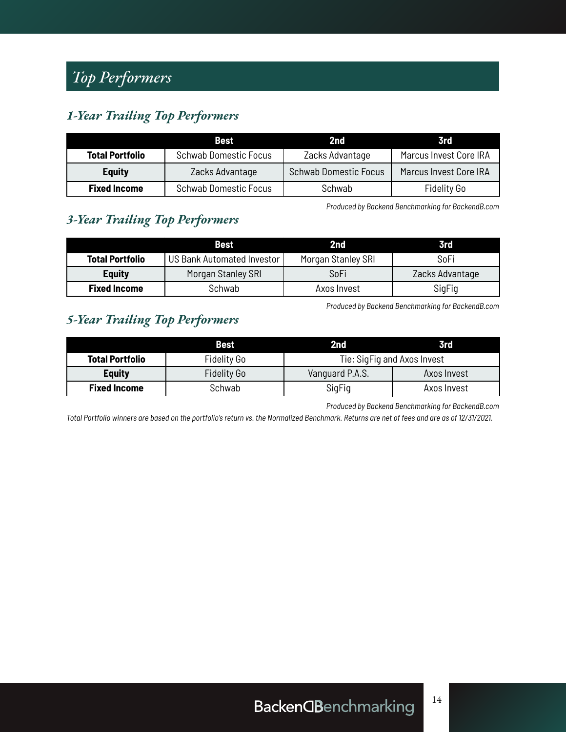## *Top Performers*

### *1-Year Trailing Top Performers*

| | Best | 2nd | 3rd |
|---|---|---|---|
| **Total Portfolio** | Schwab Domestic Focus | Zacks Advantage | Marcus Invest Core IRA |
| **Equity** | Zacks Advantage | Schwab Domestic Focus | Marcus Invest Core IRA |
| **Fixed Income** | Schwab Domestic Focus | Schwab | Fidelity Go |

*Produced by Backend Benchmarking for BackendB.com*

### *3-Year Trailing Top Performers*

| | Best | 2nd | 3rd |
|---|---|---|---|
| **Total Portfolio** | US Bank Automated Investor | Morgan Stanley SRI | SoFi |
| **Equity** | Morgan Stanley SRI | SoFi | Zacks Advantage |
| **Fixed Income** | Schwab | Axos Invest | SigFig |

*Produced by Backend Benchmarking for BackendB.com*

### *5-Year Trailing Top Performers*

| | Best | 2nd | 3rd |
|---|---|---|---|
| **Total Portfolio** | Fidelity Go | Tie: SigFig and Axos Invest | |
| **Equity** | Fidelity Go | Vanguard P.A.S. | Axos Invest |
| **Fixed Income** | Schwab | SigFig | Axos Invest |

*Produced by Backend Benchmarking for BackendB.com*

*Total Portfolio winners are based on the portfolio's return vs. the Normalized Benchmark. Returns are net of fees and are as of 12/31/2021.*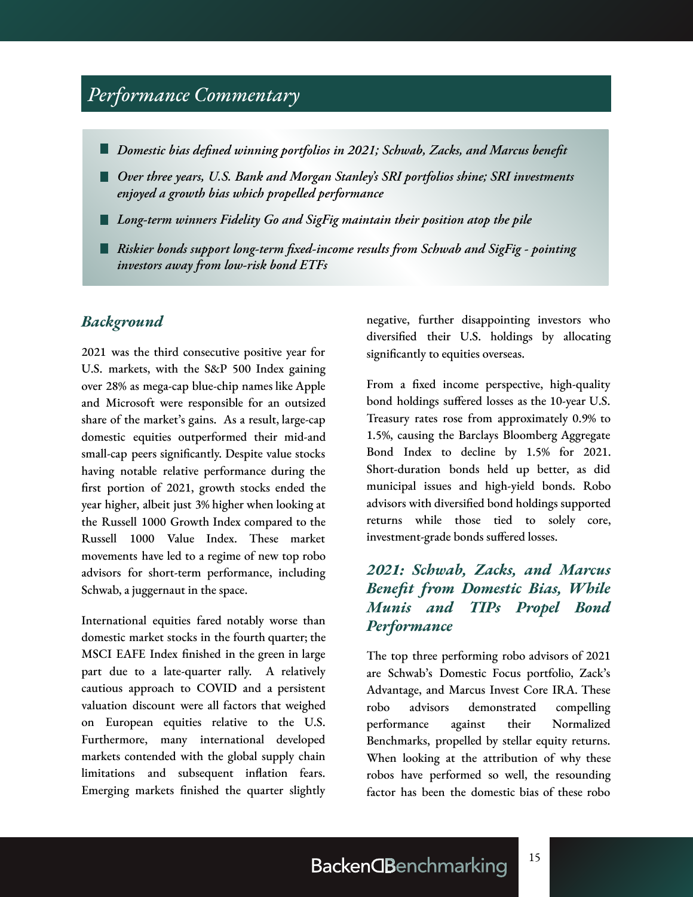## *Performance Commentary*

- ***Domestic bias defined winning portfolios in 2021; Schwab, Zacks, and Marcus benefit***
- ***Over three years, U.S. Bank and Morgan Stanley's SRI portfolios shine; SRI investments enjoyed a growth bias which propelled performance***
- ***Long-term winners Fidelity Go and SigFig maintain their position atop the pile***
- ***Riskier bonds support long-term fixed-income results from Schwab and SigFig - pointing investors away from low-risk bond ETFs***

### *Background*

2021 was the third consecutive positive year for U.S. markets, with the S&P 500 Index gaining over 28% as mega-cap blue-chip names like Apple and Microsoft were responsible for an outsized share of the market's gains. As a result, large-cap domestic equities outperformed their mid-and small-cap peers significantly. Despite value stocks having notable relative performance during the first portion of 2021, growth stocks ended the year higher, albeit just 3% higher when looking at the Russell 1000 Growth Index compared to the Russell 1000 Value Index. These market movements have led to a regime of new top robo advisors for short-term performance, including Schwab, a juggernaut in the space.

International equities fared notably worse than domestic market stocks in the fourth quarter; the MSCI EAFE Index finished in the green in large part due to a late-quarter rally. A relatively cautious approach to COVID and a persistent valuation discount were all factors that weighed on European equities relative to the U.S. Furthermore, many international developed markets contended with the global supply chain limitations and subsequent inflation fears. Emerging markets finished the quarter slightly negative, further disappointing investors who diversified their U.S. holdings by allocating significantly to equities overseas.

From a fixed income perspective, high-quality bond holdings suffered losses as the 10-year U.S. Treasury rates rose from approximately 0.9% to 1.5%, causing the Barclays Bloomberg Aggregate Bond Index to decline by 1.5% for 2021. Short-duration bonds held up better, as did municipal issues and high-yield bonds. Robo advisors with diversified bond holdings supported returns while those tied to solely core, investment-grade bonds suffered losses.

### *2021: Schwab, Zacks, and Marcus Benefit from Domestic Bias, While Munis and TIPs Propel Bond Performance*

The top three performing robo advisors of 2021 are Schwab's Domestic Focus portfolio, Zack's Advantage, and Marcus Invest Core IRA. These robo advisors demonstrated compelling performance against their Normalized Benchmarks, propelled by stellar equity returns. When looking at the attribution of why these robos have performed so well, the resounding factor has been the domestic bias of these robo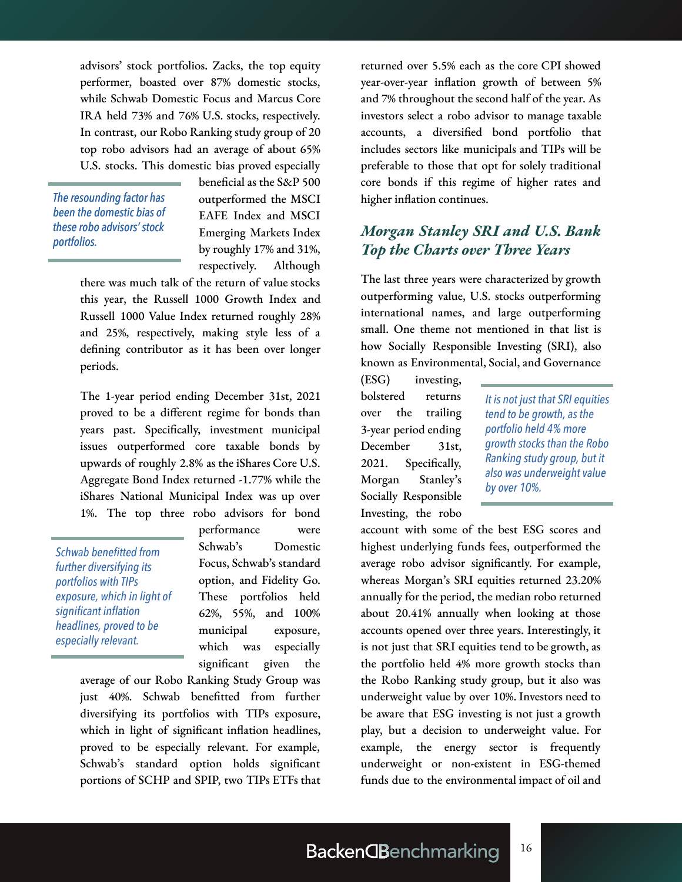advisors' stock portfolios. Zacks, the top equity performer, boasted over 87% domestic stocks, while Schwab Domestic Focus and Marcus Core IRA held 73% and 76% U.S. stocks, respectively. In contrast, our Robo Ranking study group of 20 top robo advisors had an average of about 65% U.S. stocks. This domestic bias proved especially beneficial as the S&P 500 outperformed the MSCI EAFE Index and MSCI Emerging Markets Index by roughly 17% and 31%, respectively. Although there was much talk of the return of value stocks this year, the Russell 1000 Growth Index and Russell 1000 Value Index returned roughly 28% and 25%, respectively, making style less of a defining contributor as it has been over longer periods.

> *The resounding factor has been the domestic bias of these robo advisors' stock portfolios.*

The 1-year period ending December 31st, 2021 proved to be a different regime for bonds than years past. Specifically, investment municipal issues outperformed core taxable bonds by upwards of roughly 2.8% as the iShares Core U.S. Aggregate Bond Index returned -1.77% while the iShares National Municipal Index was up over 1%. The top three robo advisors for bond performance were Schwab's Domestic Focus, Schwab's standard option, and Fidelity Go. These portfolios held 62%, 55%, and 100% municipal exposure, which was especially significant given the average of our Robo Ranking Study Group was just 40%. Schwab benefitted from further diversifying its portfolios with TIPs exposure, which in light of significant inflation headlines, proved to be especially relevant. For example, Schwab's standard option holds significant portions of SCHP and SPIP, two TIPs ETFs that returned over 5.5% each as the core CPI showed year-over-year inflation growth of between 5% and 7% throughout the second half of the year. As investors select a robo advisor to manage taxable accounts, a diversified bond portfolio that includes sectors like municipals and TIPs will be preferable to those that opt for solely traditional core bonds if this regime of higher rates and higher inflation continues.

> *Schwab benefitted from further diversifying its portfolios with TIPs exposure, which in light of significant inflation headlines, proved to be especially relevant.*

## Morgan Stanley SRI and U.S. Bank Top the Charts over Three Years

The last three years were characterized by growth outperforming value, U.S. stocks outperforming international names, and large outperforming small. One theme not mentioned in that list is how Socially Responsible Investing (SRI), also known as Environmental, Social, and Governance (ESG) investing, bolstered returns over the trailing 3-year period ending December 31st, 2021. Specifically, Morgan Stanley's Socially Responsible Investing, the robo account with some of the best ESG scores and highest underlying funds fees, outperformed the average robo advisor significantly. For example, whereas Morgan's SRI equities returned 23.20% annually for the period, the median robo returned about 20.41% annually when looking at those accounts opened over three years. Interestingly, it is not just that SRI equities tend to be growth, as the portfolio held 4% more growth stocks than the Robo Ranking study group, but it also was underweight value by over 10%. Investors need to be aware that ESG investing is not just a growth play, but a decision to underweight value. For example, the energy sector is frequently underweight or non-existent in ESG-themed funds due to the environmental impact of oil and

> *It is not just that SRI equities tend to be growth, as the portfolio held 4% more growth stocks than the Robo Ranking study group, but it also was underweight value by over 10%.*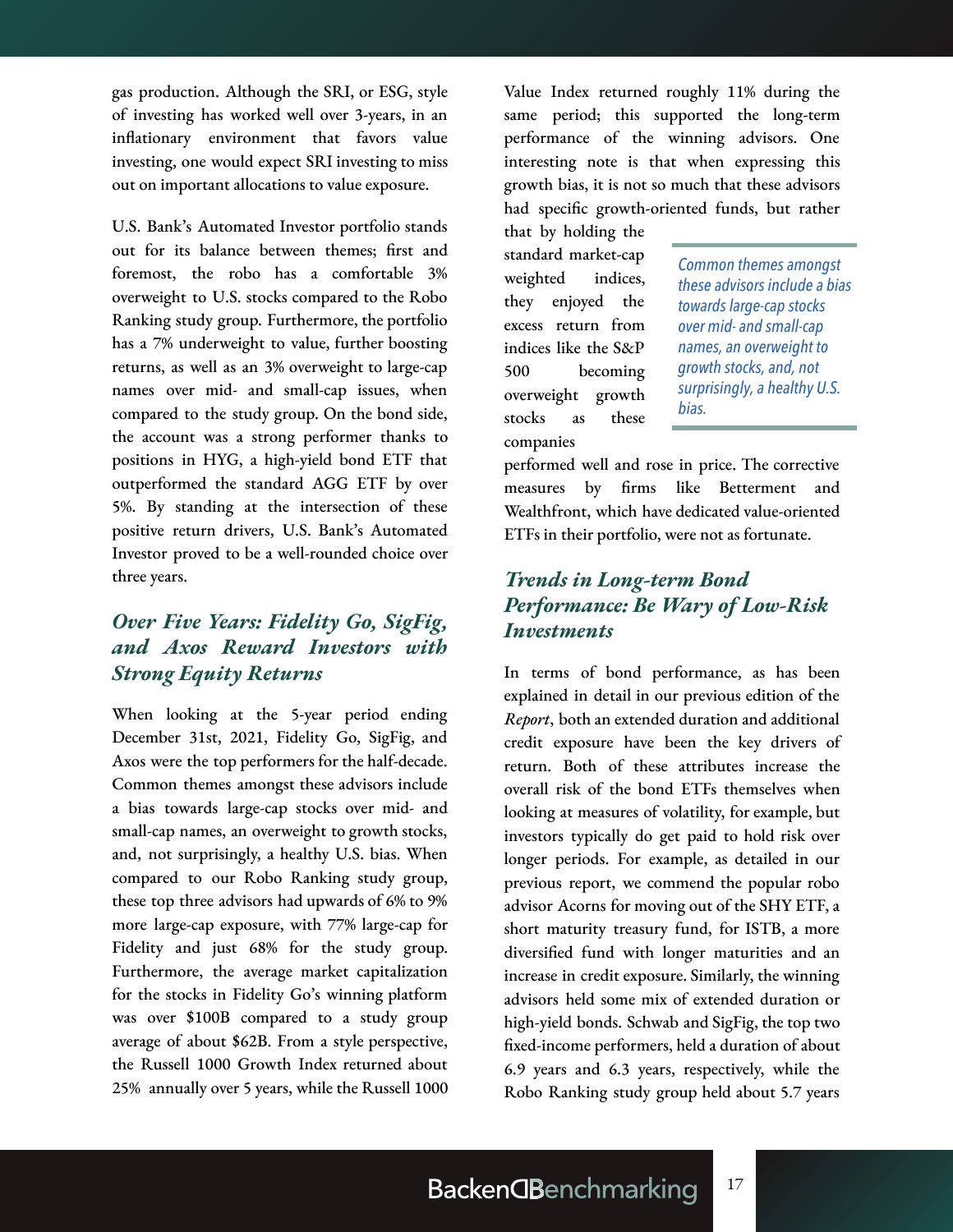gas production. Although the SRI, or ESG, style of investing has worked well over 3-years, in an inflationary environment that favors value investing, one would expect SRI investing to miss out on important allocations to value exposure.

U.S. Bank's Automated Investor portfolio stands out for its balance between themes; first and foremost, the robo has a comfortable 3% overweight to U.S. stocks compared to the Robo Ranking study group. Furthermore, the portfolio has a 7% underweight to value, further boosting returns, as well as an 3% overweight to large-cap names over mid- and small-cap issues, when compared to the study group. On the bond side, the account was a strong performer thanks to positions in HYG, a high-yield bond ETF that outperformed the standard AGG ETF by over 5%. By standing at the intersection of these positive return drivers, U.S. Bank's Automated Investor proved to be a well-rounded choice over three years.

## *Over Five Years: Fidelity Go, SigFig, and Axos Reward Investors with Strong Equity Returns*

When looking at the 5-year period ending December 31st, 2021, Fidelity Go, SigFig, and Axos were the top performers for the half-decade. Common themes amongst these advisors include a bias towards large-cap stocks over mid- and small-cap names, an overweight to growth stocks, and, not surprisingly, a healthy U.S. bias. When compared to our Robo Ranking study group, these top three advisors had upwards of 6% to 9% more large-cap exposure, with 77% large-cap for Fidelity and just 68% for the study group. Furthermore, the average market capitalization for the stocks in Fidelity Go's winning platform was over $100B compared to a study group average of about $62B. From a style perspective, the Russell 1000 Growth Index returned about 25% annually over 5 years, while the Russell 1000 Value Index returned roughly 11% during the same period; this supported the long-term performance of the winning advisors. One interesting note is that when expressing this growth bias, it is not so much that these advisors had specific growth-oriented funds, but rather that by holding the standard market-cap weighted indices, they enjoyed the excess return from indices like the S&P 500 becoming overweight growth stocks as these companies performed well and rose in price. The corrective measures by firms like Betterment and Wealthfront, which have dedicated value-oriented ETFs in their portfolio, were not as fortunate.

> *Common themes amongst these advisors include a bias towards large-cap stocks over mid- and small-cap names, an overweight to growth stocks, and, not surprisingly, a healthy U.S. bias.*

## *Trends in Long-term Bond Performance: Be Wary of Low-Risk Investments*

In terms of bond performance, as has been explained in detail in our previous edition of the *Report*, both an extended duration and additional credit exposure have been the key drivers of return. Both of these attributes increase the overall risk of the bond ETFs themselves when looking at measures of volatility, for example, but investors typically do get paid to hold risk over longer periods. For example, as detailed in our previous report, we commend the popular robo advisor Acorns for moving out of the SHY ETF, a short maturity treasury fund, for ISTB, a more diversified fund with longer maturities and an increase in credit exposure. Similarly, the winning advisors held some mix of extended duration or high-yield bonds. Schwab and SigFig, the top two fixed-income performers, held a duration of about 6.9 years and 6.3 years, respectively, while the Robo Ranking study group held about 5.7 years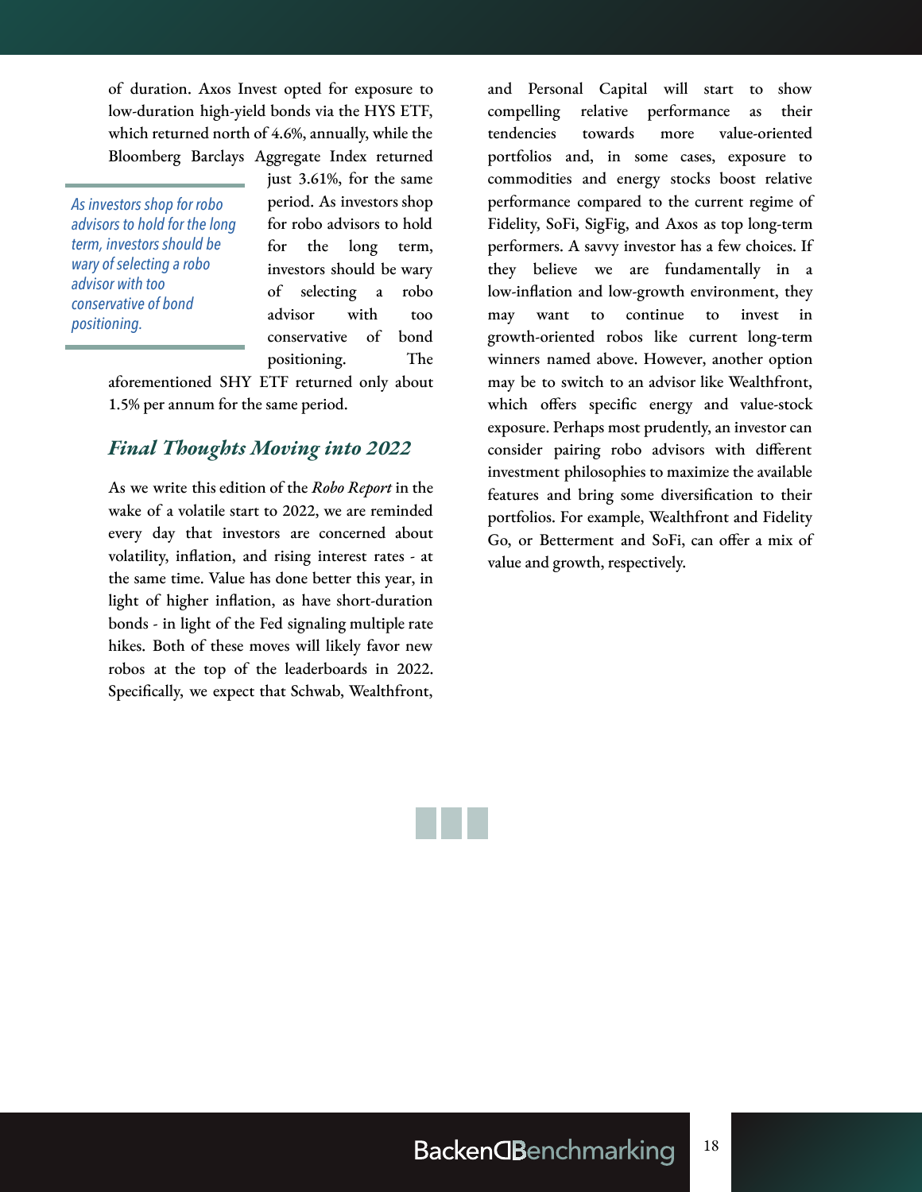of duration. Axos Invest opted for exposure to low-duration high-yield bonds via the HYS ETF, which returned north of 4.6%, annually, while the Bloomberg Barclays Aggregate Index returned just 3.61%, for the same period. As investors shop for robo advisors to hold for the long term, investors should be wary of selecting a robo advisor with too conservative of bond positioning. The aforementioned SHY ETF returned only about 1.5% per annum for the same period.

> *As investors shop for robo advisors to hold for the long term, investors should be wary of selecting a robo advisor with too conservative of bond positioning.*

## *Final Thoughts Moving into 2022*

As we write this edition of the *Robo Report* in the wake of a volatile start to 2022, we are reminded every day that investors are concerned about volatility, inflation, and rising interest rates - at the same time. Value has done better this year, in light of higher inflation, as have short-duration bonds - in light of the Fed signaling multiple rate hikes. Both of these moves will likely favor new robos at the top of the leaderboards in 2022. Specifically, we expect that Schwab, Wealthfront, and Personal Capital will start to show compelling relative performance as their tendencies towards more value-oriented portfolios and, in some cases, exposure to commodities and energy stocks boost relative performance compared to the current regime of Fidelity, SoFi, SigFig, and Axos as top long-term performers. A savvy investor has a few choices. If they believe we are fundamentally in a low-inflation and low-growth environment, they may want to continue to invest in growth-oriented robos like current long-term winners named above. However, another option may be to switch to an advisor like Wealthfront, which offers specific energy and value-stock exposure. Perhaps most prudently, an investor can consider pairing robo advisors with different investment philosophies to maximize the available features and bring some diversification to their portfolios. For example, Wealthfront and Fidelity Go, or Betterment and SoFi, can offer a mix of value and growth, respectively.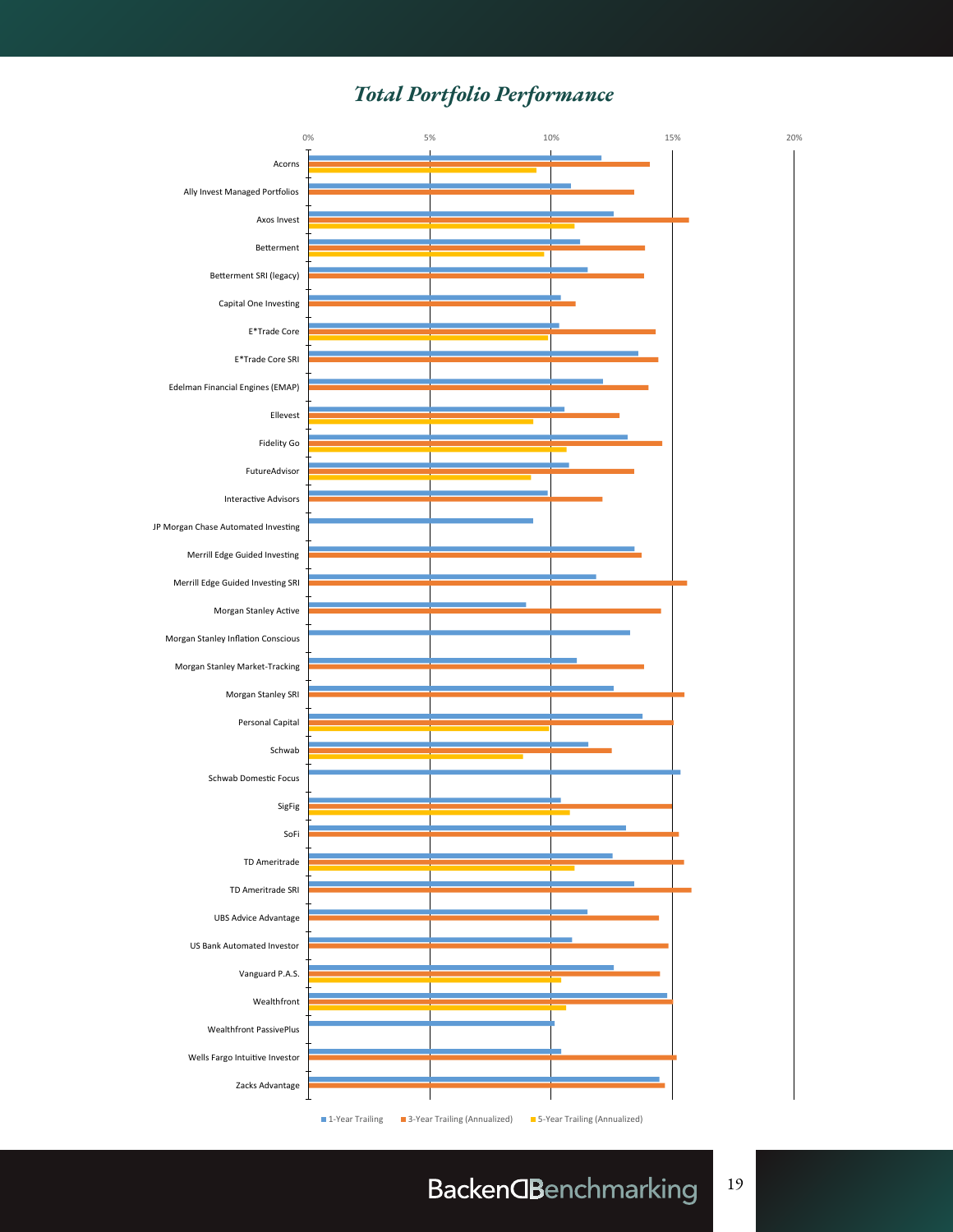## *Total Portfolio Performance*

0% 5% 10% 15% 20%

Acorns

Ally Invest Managed Portfolios

Axos Invest

Betterment

Betterment SRI (legacy)

Capital One Investing

E*Trade Core

E*Trade Core SRI

Edelman Financial Engines (EMAP)

Ellevest

Fidelity Go

FutureAdvisor

Interactive Advisors

JP Morgan Chase Automated Investing

Merrill Edge Guided Investing

Merrill Edge Guided Investing SRI

Morgan Stanley Active

Morgan Stanley Inflation Conscious

Morgan Stanley Market-Tracking

Morgan Stanley SRI

Personal Capital

Schwab

Schwab Domestic Focus

SigFig

SoFi

TD Ameritrade

TD Ameritrade SRI

UBS Advice Advantage

US Bank Automated Investor

Vanguard P.A.S.

Wealthfront

Wealthfront PassivePlus

Wells Fargo Intuitive Investor

Zacks Advantage

1-Year Trailing | 3-Year Trailing (Annualized) | 5-Year Trailing (Annualized)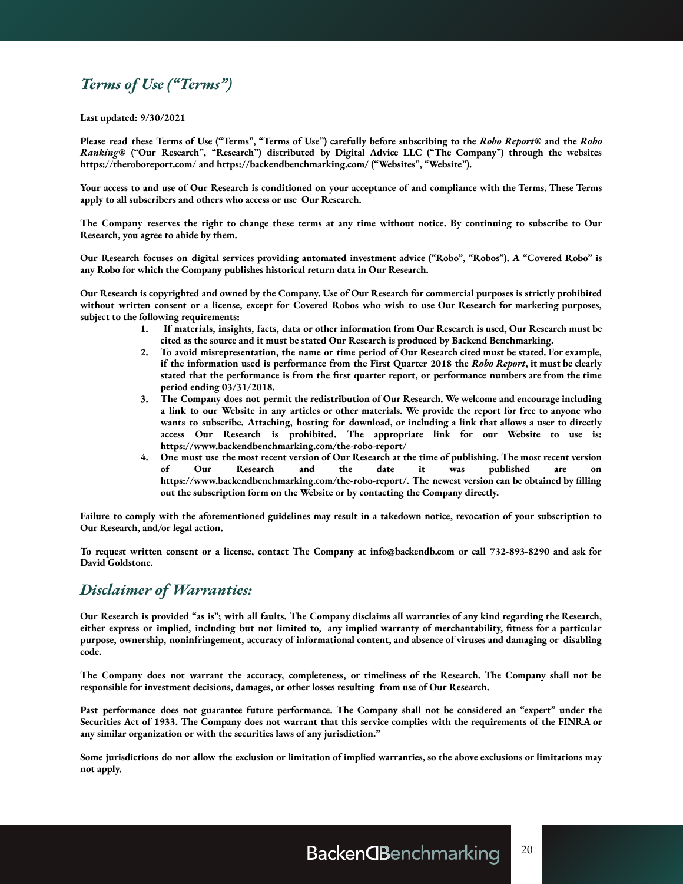## *Terms of Use ("Terms")*

**Last updated: 9/30/2021**

**Please read these Terms of Use ("Terms", "Terms of Use") carefully before subscribing to the *Robo Report®* and the *Robo Ranking®* ("Our Research", "Research") distributed by Digital Advice LLC ("The Company") through the websites https://theroboreport.com/ and https://backendbenchmarking.com/ ("Websites", "Website").**

**Your access to and use of Our Research is conditioned on your acceptance of and compliance with the Terms. These Terms apply to all subscribers and others who access or use Our Research.**

**The Company reserves the right to change these terms at any time without notice. By continuing to subscribe to Our Research, you agree to abide by them.**

**Our Research focuses on digital services providing automated investment advice ("Robo", "Robos"). A "Covered Robo" is any Robo for which the Company publishes historical return data in Our Research.**

**Our Research is copyrighted and owned by the Company. Use of Our Research for commercial purposes is strictly prohibited without written consent or a license, except for Covered Robos who wish to use Our Research for marketing purposes, subject to the following requirements:**

1. **If materials, insights, facts, data or other information from Our Research is used, Our Research must be cited as the source and it must be stated Our Research is produced by Backend Benchmarking.**
2. **To avoid misrepresentation, the name or time period of Our Research cited must be stated. For example, if the information used is performance from the First Quarter 2018 the *Robo Report*, it must be clearly stated that the performance is from the first quarter report, or performance numbers are from the time period ending 03/31/2018.**
3. **The Company does not permit the redistribution of Our Research. We welcome and encourage including a link to our Website in any articles or other materials. We provide the report for free to anyone who wants to subscribe. Attaching, hosting for download, or including a link that allows a user to directly access Our Research is prohibited. The appropriate link for our Website to use is: https://www.backendbenchmarking.com/the-robo-report/**
4. **One must use the most recent version of Our Research at the time of publishing. The most recent version of Our Research and the date it was published are on https://www.backendbenchmarking.com/the-robo-report/. The newest version can be obtained by filling out the subscription form on the Website or by contacting the Company directly.**

**Failure to comply with the aforementioned guidelines may result in a takedown notice, revocation of your subscription to Our Research, and/or legal action.**

**To request written consent or a license, contact The Company at info@backendb.com or call 732-893-8290 and ask for David Goldstone.**

## *Disclaimer of Warranties:*

**Our Research is provided "as is"; with all faults. The Company disclaims all warranties of any kind regarding the Research, either express or implied, including but not limited to, any implied warranty of merchantability, fitness for a particular purpose, ownership, noninfringement, accuracy of informational content, and absence of viruses and damaging or disabling code.**

**The Company does not warrant the accuracy, completeness, or timeliness of the Research. The Company shall not be responsible for investment decisions, damages, or other losses resulting from use of Our Research.**

**Past performance does not guarantee future performance. The Company shall not be considered an "expert" under the Securities Act of 1933. The Company does not warrant that this service complies with the requirements of the FINRA or any similar organization or with the securities laws of any jurisdiction."**

**Some jurisdictions do not allow the exclusion or limitation of implied warranties, so the above exclusions or limitations may not apply.**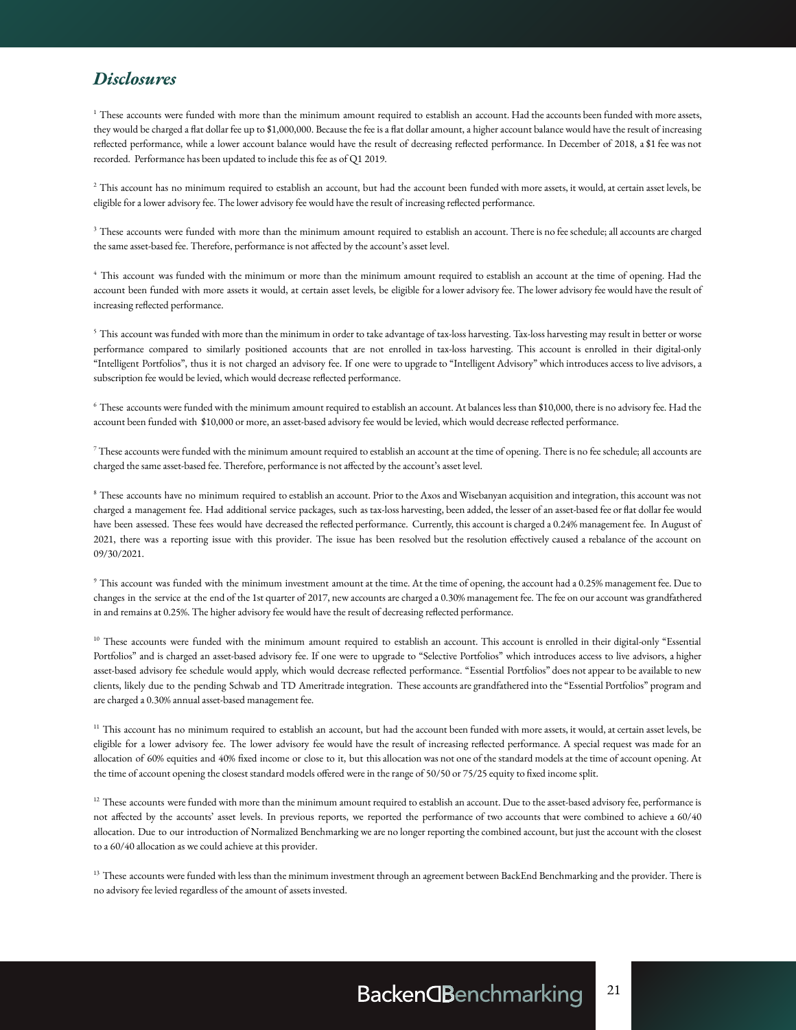## *Disclosures*

[1] These accounts were funded with more than the minimum amount required to establish an account. Had the accounts been funded with more assets, they would be charged a flat dollar fee up to $1,000,000. Because the fee is a flat dollar amount, a higher account balance would have the result of increasing reflected performance, while a lower account balance would have the result of decreasing reflected performance. In December of 2018, a $1 fee was not recorded. Performance has been updated to include this fee as of Q1 2019.

[2] This account has no minimum required to establish an account, but had the account been funded with more assets, it would, at certain asset levels, be eligible for a lower advisory fee. The lower advisory fee would have the result of increasing reflected performance.

[3] These accounts were funded with more than the minimum amount required to establish an account. There is no fee schedule; all accounts are charged the same asset-based fee. Therefore, performance is not affected by the account's asset level.

[4] This account was funded with the minimum or more than the minimum amount required to establish an account at the time of opening. Had the account been funded with more assets it would, at certain asset levels, be eligible for a lower advisory fee. The lower advisory fee would have the result of increasing reflected performance.

[5] This account was funded with more than the minimum in order to take advantage of tax-loss harvesting. Tax-loss harvesting may result in better or worse performance compared to similarly positioned accounts that are not enrolled in tax-loss harvesting. This account is enrolled in their digital-only "Intelligent Portfolios", thus it is not charged an advisory fee. If one were to upgrade to "Intelligent Advisory" which introduces access to live advisors, a subscription fee would be levied, which would decrease reflected performance.

[6] These accounts were funded with the minimum amount required to establish an account. At balances less than $10,000, there is no advisory fee. Had the account been funded with $10,000 or more, an asset-based advisory fee would be levied, which would decrease reflected performance.

[7] These accounts were funded with the minimum amount required to establish an account at the time of opening. There is no fee schedule; all accounts are charged the same asset-based fee. Therefore, performance is not affected by the account's asset level.

[8] These accounts have no minimum required to establish an account. Prior to the Axos and Wisebanyan acquisition and integration, this account was not charged a management fee. Had additional service packages, such as tax-loss harvesting, been added, the lesser of an asset-based fee or flat dollar fee would have been assessed. These fees would have decreased the reflected performance. Currently, this account is charged a 0.24% management fee. In August of 2021, there was a reporting issue with this provider. The issue has been resolved but the resolution effectively caused a rebalance of the account on 09/30/2021.

[9] This account was funded with the minimum investment amount at the time. At the time of opening, the account had a 0.25% management fee. Due to changes in the service at the end of the 1st quarter of 2017, new accounts are charged a 0.30% management fee. The fee on our account was grandfathered in and remains at 0.25%. The higher advisory fee would have the result of decreasing reflected performance.

[10] These accounts were funded with the minimum amount required to establish an account. This account is enrolled in their digital-only "Essential Portfolios" and is charged an asset-based advisory fee. If one were to upgrade to "Selective Portfolios" which introduces access to live advisors, a higher asset-based advisory fee schedule would apply, which would decrease reflected performance. "Essential Portfolios" does not appear to be available to new clients, likely due to the pending Schwab and TD Ameritrade integration. These accounts are grandfathered into the "Essential Portfolios" program and are charged a 0.30% annual asset-based management fee.

[11] This account has no minimum required to establish an account, but had the account been funded with more assets, it would, at certain asset levels, be eligible for a lower advisory fee. The lower advisory fee would have the result of increasing reflected performance. A special request was made for an allocation of 60% equities and 40% fixed income or close to it, but this allocation was not one of the standard models at the time of account opening. At the time of account opening the closest standard models offered were in the range of 50/50 or 75/25 equity to fixed income split.

[12] These accounts were funded with more than the minimum amount required to establish an account. Due to the asset-based advisory fee, performance is not affected by the accounts' asset levels. In previous reports, we reported the performance of two accounts that were combined to achieve a 60/40 allocation. Due to our introduction of Normalized Benchmarking we are no longer reporting the combined account, but just the account with the closest to a 60/40 allocation as we could achieve at this provider.

[13] These accounts were funded with less than the minimum investment through an agreement between BackEnd Benchmarking and the provider. There is no advisory fee levied regardless of the amount of assets invested.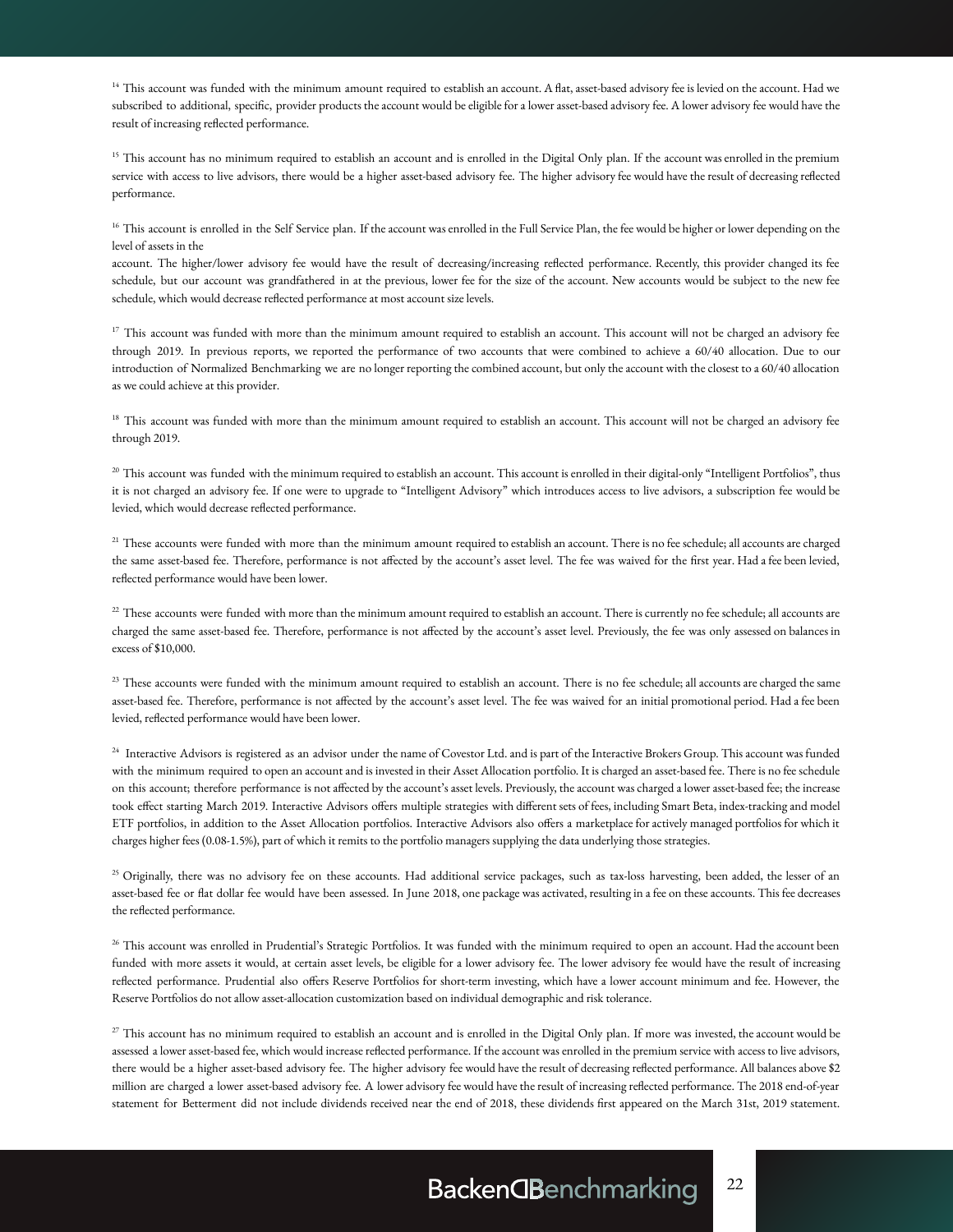[14] This account was funded with the minimum amount required to establish an account. A flat, asset-based advisory fee is levied on the account. Had we subscribed to additional, specific, provider products the account would be eligible for a lower asset-based advisory fee. A lower advisory fee would have the result of increasing reflected performance.

[15] This account has no minimum required to establish an account and is enrolled in the Digital Only plan. If the account was enrolled in the premium service with access to live advisors, there would be a higher asset-based advisory fee. The higher advisory fee would have the result of decreasing reflected performance.

[16] This account is enrolled in the Self Service plan. If the account was enrolled in the Full Service Plan, the fee would be higher or lower depending on the level of assets in the
account. The higher/lower advisory fee would have the result of decreasing/increasing reflected performance. Recently, this provider changed its fee schedule, but our account was grandfathered in at the previous, lower fee for the size of the account. New accounts would be subject to the new fee schedule, which would decrease reflected performance at most account size levels.

[17] This account was funded with more than the minimum amount required to establish an account. This account will not be charged an advisory fee through 2019. In previous reports, we reported the performance of two accounts that were combined to achieve a 60/40 allocation. Due to our introduction of Normalized Benchmarking we are no longer reporting the combined account, but only the account with the closest to a 60/40 allocation as we could achieve at this provider.

[18] This account was funded with more than the minimum amount required to establish an account. This account will not be charged an advisory fee through 2019.

[20] This account was funded with the minimum required to establish an account. This account is enrolled in their digital-only "Intelligent Portfolios", thus it is not charged an advisory fee. If one were to upgrade to "Intelligent Advisory" which introduces access to live advisors, a subscription fee would be levied, which would decrease reflected performance.

[21] These accounts were funded with more than the minimum amount required to establish an account. There is no fee schedule; all accounts are charged the same asset-based fee. Therefore, performance is not affected by the account's asset level. The fee was waived for the first year. Had a fee been levied, reflected performance would have been lower.

[22] These accounts were funded with more than the minimum amount required to establish an account. There is currently no fee schedule; all accounts are charged the same asset-based fee. Therefore, performance is not affected by the account's asset level. Previously, the fee was only assessed on balances in excess of $10,000.

[23] These accounts were funded with the minimum amount required to establish an account. There is no fee schedule; all accounts are charged the same asset-based fee. Therefore, performance is not affected by the account's asset level. The fee was waived for an initial promotional period. Had a fee been levied, reflected performance would have been lower.

[24] Interactive Advisors is registered as an advisor under the name of Covestor Ltd. and is part of the Interactive Brokers Group. This account was funded with the minimum required to open an account and is invested in their Asset Allocation portfolio. It is charged an asset-based fee. There is no fee schedule on this account; therefore performance is not affected by the account's asset levels. Previously, the account was charged a lower asset-based fee; the increase took effect starting March 2019. Interactive Advisors offers multiple strategies with different sets of fees, including Smart Beta, index-tracking and model ETF portfolios, in addition to the Asset Allocation portfolios. Interactive Advisors also offers a marketplace for actively managed portfolios for which it charges higher fees (0.08-1.5%), part of which it remits to the portfolio managers supplying the data underlying those strategies.

[25] Originally, there was no advisory fee on these accounts. Had additional service packages, such as tax-loss harvesting, been added, the lesser of an asset-based fee or flat dollar fee would have been assessed. In June 2018, one package was activated, resulting in a fee on these accounts. This fee decreases the reflected performance.

[26] This account was enrolled in Prudential's Strategic Portfolios. It was funded with the minimum required to open an account. Had the account been funded with more assets it would, at certain asset levels, be eligible for a lower advisory fee. The lower advisory fee would have the result of increasing reflected performance. Prudential also offers Reserve Portfolios for short-term investing, which have a lower account minimum and fee. However, the Reserve Portfolios do not allow asset-allocation customization based on individual demographic and risk tolerance.

[27] This account has no minimum required to establish an account and is enrolled in the Digital Only plan. If more was invested, the account would be assessed a lower asset-based fee, which would increase reflected performance. If the account was enrolled in the premium service with access to live advisors, there would be a higher asset-based advisory fee. The higher advisory fee would have the result of decreasing reflected performance. All balances above $2 million are charged a lower asset-based advisory fee. A lower advisory fee would have the result of increasing reflected performance. The 2018 end-of-year statement for Betterment did not include dividends received near the end of 2018, these dividends first appeared on the March 31st, 2019 statement.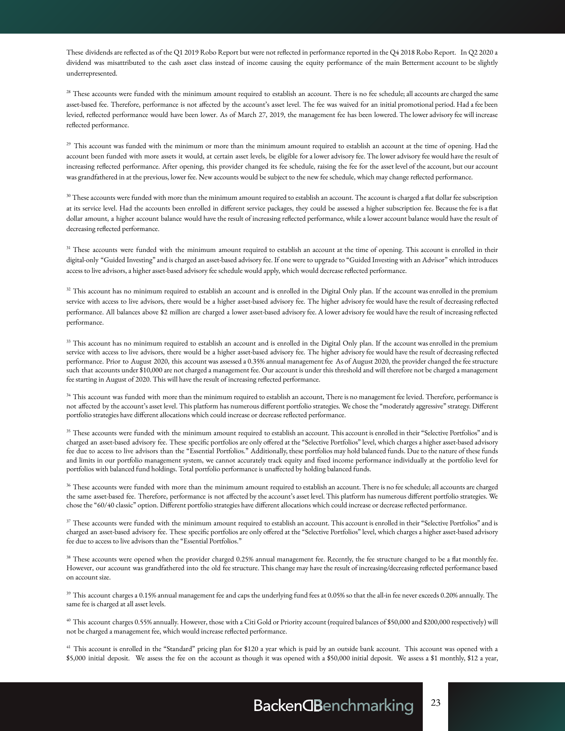These dividends are reflected as of the Q1 2019 Robo Report but were not reflected in performance reported in the Q4 2018 Robo Report. In Q2 2020 a dividend was misattributed to the cash asset class instead of income causing the equity performance of the main Betterment account to be slightly underrepresented.

[28] These accounts were funded with the minimum amount required to establish an account. There is no fee schedule; all accounts are charged the same asset-based fee. Therefore, performance is not affected by the account's asset level. The fee was waived for an initial promotional period. Had a fee been levied, reflected performance would have been lower. As of March 27, 2019, the management fee has been lowered. The lower advisory fee will increase reflected performance.

[29] This account was funded with the minimum or more than the minimum amount required to establish an account at the time of opening. Had the account been funded with more assets it would, at certain asset levels, be eligible for a lower advisory fee. The lower advisory fee would have the result of increasing reflected performance. After opening, this provider changed its fee schedule, raising the fee for the asset level of the account, but our account was grandfathered in at the previous, lower fee. New accounts would be subject to the new fee schedule, which may change reflected performance.

[30] These accounts were funded with more than the minimum amount required to establish an account. The account is charged a flat dollar fee subscription at its service level. Had the accounts been enrolled in different service packages, they could be assessed a higher subscription fee. Because the fee is a flat dollar amount, a higher account balance would have the result of increasing reflected performance, while a lower account balance would have the result of decreasing reflected performance.

[31] These accounts were funded with the minimum amount required to establish an account at the time of opening. This account is enrolled in their digital-only "Guided Investing" and is charged an asset-based advisory fee. If one were to upgrade to "Guided Investing with an Advisor" which introduces access to live advisors, a higher asset-based advisory fee schedule would apply, which would decrease reflected performance.

[32] This account has no minimum required to establish an account and is enrolled in the Digital Only plan. If the account was enrolled in the premium service with access to live advisors, there would be a higher asset-based advisory fee. The higher advisory fee would have the result of decreasing reflected performance. All balances above $2 million are charged a lower asset-based advisory fee. A lower advisory fee would have the result of increasing reflected performance.

[33] This account has no minimum required to establish an account and is enrolled in the Digital Only plan. If the account was enrolled in the premium service with access to live advisors, there would be a higher asset-based advisory fee. The higher advisory fee would have the result of decreasing reflected performance. Prior to August 2020, this account was assessed a 0.35% annual management fee As of August 2020, the provider changed the fee structure such that accounts under $10,000 are not charged a management fee. Our account is under this threshold and will therefore not be charged a management fee starting in August of 2020. This will have the result of increasing reflected performance.

[34] This account was funded with more than the minimum required to establish an account, There is no management fee levied. Therefore, performance is not affected by the account's asset level. This platform has numerous different portfolio strategies. We chose the "moderately aggressive" strategy. Different portfolio strategies have different allocations which could increase or decrease reflected performance.

[35] These accounts were funded with the minimum amount required to establish an account. This account is enrolled in their "Selective Portfolios" and is charged an asset-based advisory fee. These specific portfolios are only offered at the "Selective Portfolios" level, which charges a higher asset-based advisory fee due to access to live advisors than the "Essential Portfolios." Additionally, these portfolios may hold balanced funds. Due to the nature of these funds and limits in our portfolio management system, we cannot accurately track equity and fixed income performance individually at the portfolio level for portfolios with balanced fund holdings. Total portfolio performance is unaffected by holding balanced funds.

[36] These accounts were funded with more than the minimum amount required to establish an account. There is no fee schedule; all accounts are charged the same asset-based fee. Therefore, performance is not affected by the account's asset level. This platform has numerous different portfolio strategies. We chose the "60/40 classic" option. Different portfolio strategies have different allocations which could increase or decrease reflected performance.

[37] These accounts were funded with the minimum amount required to establish an account. This account is enrolled in their "Selective Portfolios" and is charged an asset-based advisory fee. These specific portfolios are only offered at the "Selective Portfolios" level, which charges a higher asset-based advisory fee due to access to live advisors than the "Essential Portfolios."

[38] These accounts were opened when the provider charged 0.25% annual management fee. Recently, the fee structure changed to be a flat monthly fee. However, our account was grandfathered into the old fee structure. This change may have the result of increasing/decreasing reflected performance based on account size.

[39] This account charges a 0.15% annual management fee and caps the underlying fund fees at 0.05% so that the all-in fee never exceeds 0.20% annually. The same fee is charged at all asset levels.

[40] This account charges 0.55% annually. However, those with a Citi Gold or Priority account (required balances of $50,000 and $200,000 respectively) will not be charged a management fee, which would increase reflected performance.

[41] This account is enrolled in the "Standard" pricing plan for $120 a year which is paid by an outside bank account. This account was opened with a $5,000 initial deposit. We assess the fee on the account as though it was opened with a $50,000 initial deposit. We assess a $1 monthly, $12 a year,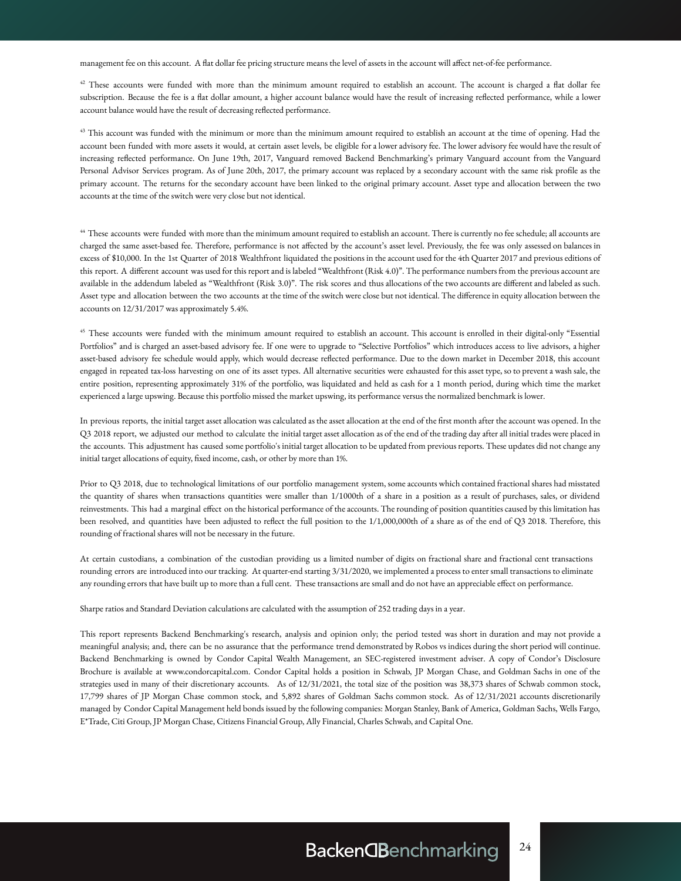management fee on this account. A flat dollar fee pricing structure means the level of assets in the account will affect net-of-fee performance.

[42] These accounts were funded with more than the minimum amount required to establish an account. The account is charged a flat dollar fee subscription. Because the fee is a flat dollar amount, a higher account balance would have the result of increasing reflected performance, while a lower account balance would have the result of decreasing reflected performance.

[43] This account was funded with the minimum or more than the minimum amount required to establish an account at the time of opening. Had the account been funded with more assets it would, at certain asset levels, be eligible for a lower advisory fee. The lower advisory fee would have the result of increasing reflected performance. On June 19th, 2017, Vanguard removed Backend Benchmarking's primary Vanguard account from the Vanguard Personal Advisor Services program. As of June 20th, 2017, the primary account was replaced by a secondary account with the same risk profile as the primary account. The returns for the secondary account have been linked to the original primary account. Asset type and allocation between the two accounts at the time of the switch were very close but not identical.

[44] These accounts were funded with more than the minimum amount required to establish an account. There is currently no fee schedule; all accounts are charged the same asset-based fee. Therefore, performance is not affected by the account's asset level. Previously, the fee was only assessed on balances in excess of $10,000. In the 1st Quarter of 2018 Wealthfront liquidated the positions in the account used for the 4th Quarter 2017 and previous editions of this report. A different account was used for this report and is labeled "Wealthfront (Risk 4.0)". The performance numbers from the previous account are available in the addendum labeled as "Wealthfront (Risk 3.0)". The risk scores and thus allocations of the two accounts are different and labeled as such. Asset type and allocation between the two accounts at the time of the switch were close but not identical. The difference in equity allocation between the accounts on 12/31/2017 was approximately 5.4%.

[45] These accounts were funded with the minimum amount required to establish an account. This account is enrolled in their digital-only "Essential Portfolios" and is charged an asset-based advisory fee. If one were to upgrade to "Selective Portfolios" which introduces access to live advisors, a higher asset-based advisory fee schedule would apply, which would decrease reflected performance. Due to the down market in December 2018, this account engaged in repeated tax-loss harvesting on one of its asset types. All alternative securities were exhausted for this asset type, so to prevent a wash sale, the entire position, representing approximately 31% of the portfolio, was liquidated and held as cash for a 1 month period, during which time the market experienced a large upswing. Because this portfolio missed the market upswing, its performance versus the normalized benchmark is lower.

In previous reports, the initial target asset allocation was calculated as the asset allocation at the end of the first month after the account was opened. In the Q3 2018 report, we adjusted our method to calculate the initial target asset allocation as of the end of the trading day after all initial trades were placed in the accounts. This adjustment has caused some portfolio's initial target allocation to be updated from previous reports. These updates did not change any initial target allocations of equity, fixed income, cash, or other by more than 1%.

Prior to Q3 2018, due to technological limitations of our portfolio management system, some accounts which contained fractional shares had misstated the quantity of shares when transactions quantities were smaller than 1/1000th of a share in a position as a result of purchases, sales, or dividend reinvestments. This had a marginal effect on the historical performance of the accounts. The rounding of position quantities caused by this limitation has been resolved, and quantities have been adjusted to reflect the full position to the 1/1,000,000th of a share as of the end of Q3 2018. Therefore, this rounding of fractional shares will not be necessary in the future.

At certain custodians, a combination of the custodian providing us a limited number of digits on fractional share and fractional cent transactions rounding errors are introduced into our tracking. At quarter-end starting 3/31/2020, we implemented a process to enter small transactions to eliminate any rounding errors that have built up to more than a full cent. These transactions are small and do not have an appreciable effect on performance.

Sharpe ratios and Standard Deviation calculations are calculated with the assumption of 252 trading days in a year.

This report represents Backend Benchmarking's research, analysis and opinion only; the period tested was short in duration and may not provide a meaningful analysis; and, there can be no assurance that the performance trend demonstrated by Robos vs indices during the short period will continue. Backend Benchmarking is owned by Condor Capital Wealth Management, an SEC-registered investment adviser. A copy of Condor's Disclosure Brochure is available at www.condorcapital.com. Condor Capital holds a position in Schwab, JP Morgan Chase, and Goldman Sachs in one of the strategies used in many of their discretionary accounts. As of 12/31/2021, the total size of the position was 38,373 shares of Schwab common stock, 17,799 shares of JP Morgan Chase common stock, and 5,892 shares of Goldman Sachs common stock. As of 12/31/2021 accounts discretionarily managed by Condor Capital Management held bonds issued by the following companies: Morgan Stanley, Bank of America, Goldman Sachs, Wells Fargo, E*Trade, Citi Group, JP Morgan Chase, Citizens Financial Group, Ally Financial, Charles Schwab, and Capital One.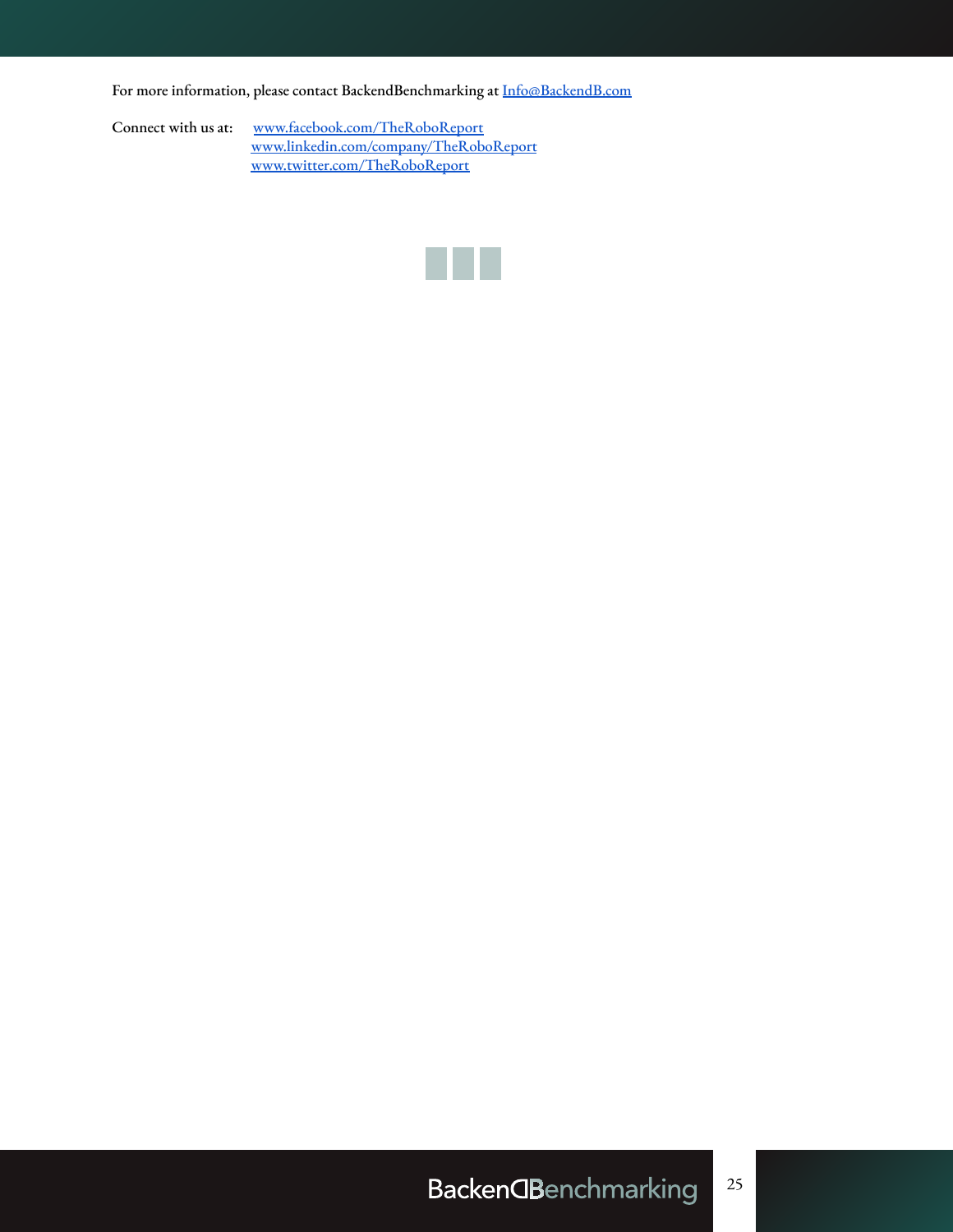For more information, please contact BackendBenchmarking at Info@BackendB.com

Connect with us at: www.facebook.com/TheRoboReport
www.linkedin.com/company/TheRoboReport
www.twitter.com/TheRoboReport